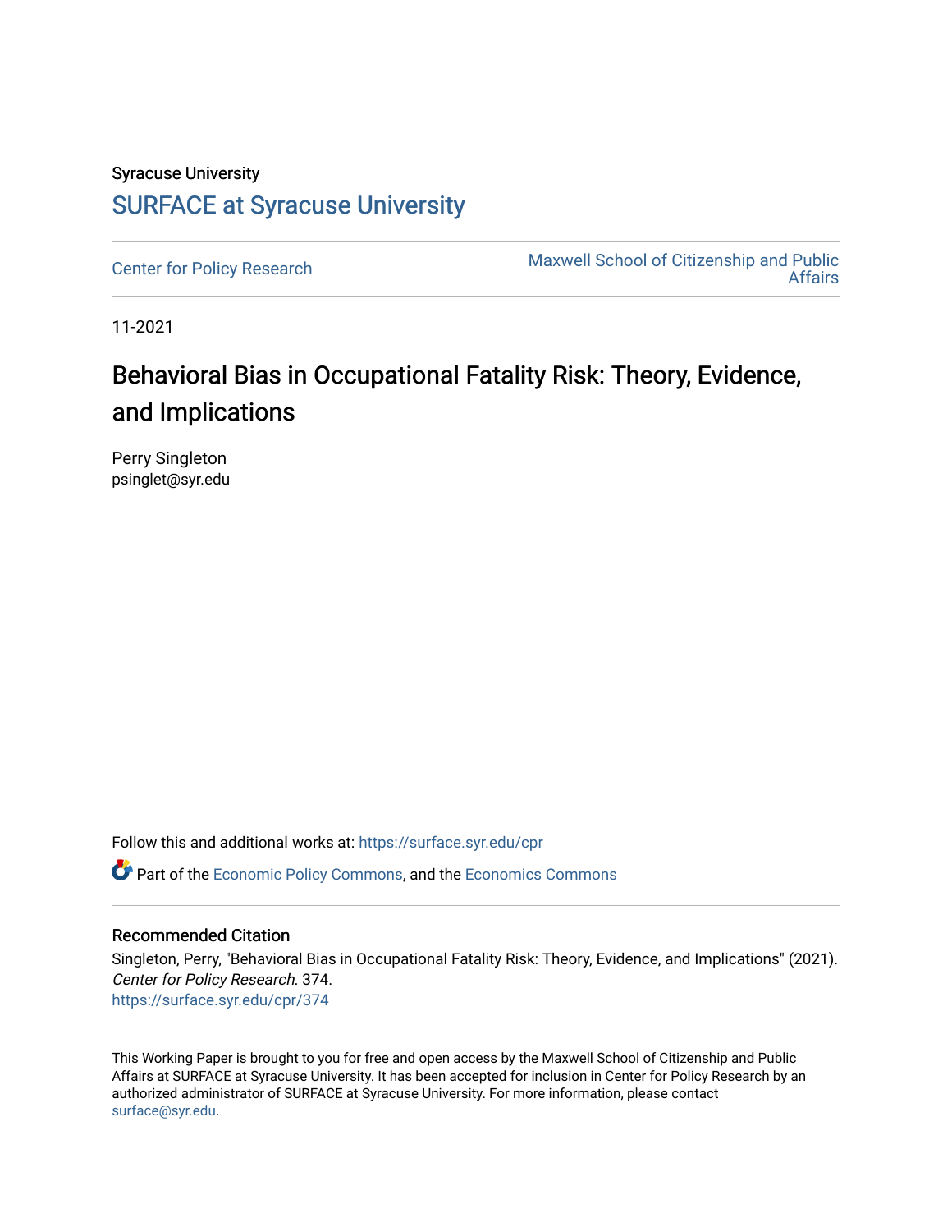Syracuse University

## SURFACE at Syracuse University

Center for Policy Research

Maxwell School of Citizenship and Public Affairs

11-2021

# Behavioral Bias in Occupational Fatality Risk: Theory, Evidence, and Implications

Perry Singleton
psinglet@syr.edu

Follow this and additional works at: https://surface.syr.edu/cpr

Part of the Economic Policy Commons, and the Economics Commons

### Recommended Citation

Singleton, Perry, "Behavioral Bias in Occupational Fatality Risk: Theory, Evidence, and Implications" (2021). *Center for Policy Research*. 374.
https://surface.syr.edu/cpr/374

This Working Paper is brought to you for free and open access by the Maxwell School of Citizenship and Public Affairs at SURFACE at Syracuse University. It has been accepted for inclusion in Center for Policy Research by an authorized administrator of SURFACE at Syracuse University. For more information, please contact surface@syr.edu.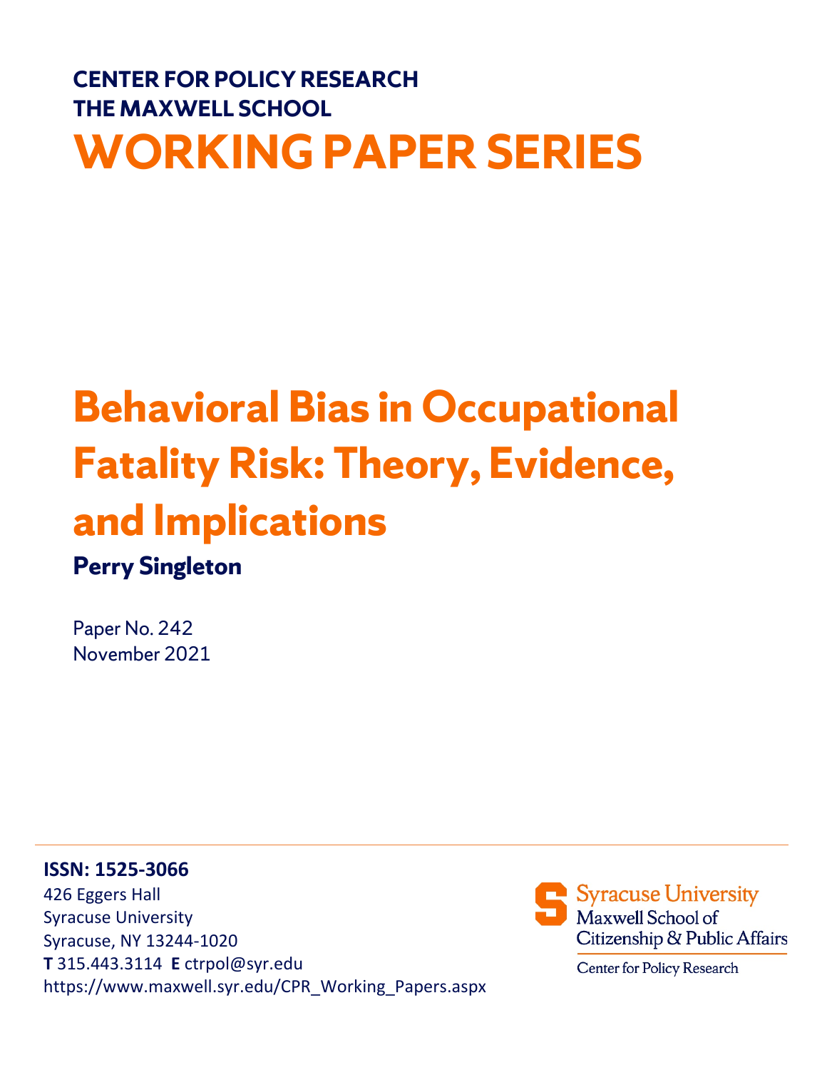**CENTER FOR POLICY RESEARCH**
**THE MAXWELL SCHOOL**

# WORKING PAPER SERIES

# Behavioral Bias in Occupational Fatality Risk: Theory, Evidence, and Implications

**Perry Singleton**

Paper No. 242
November 2021

**ISSN: 1525-3066**
426 Eggers Hall
Syracuse University
Syracuse, NY 13244-1020
**T** 315.443.3114 **E** ctrpol@syr.edu
https://www.maxwell.syr.edu/CPR_Working_Papers.aspx

Syracuse University
Maxwell School of Citizenship & Public Affairs
Center for Policy Research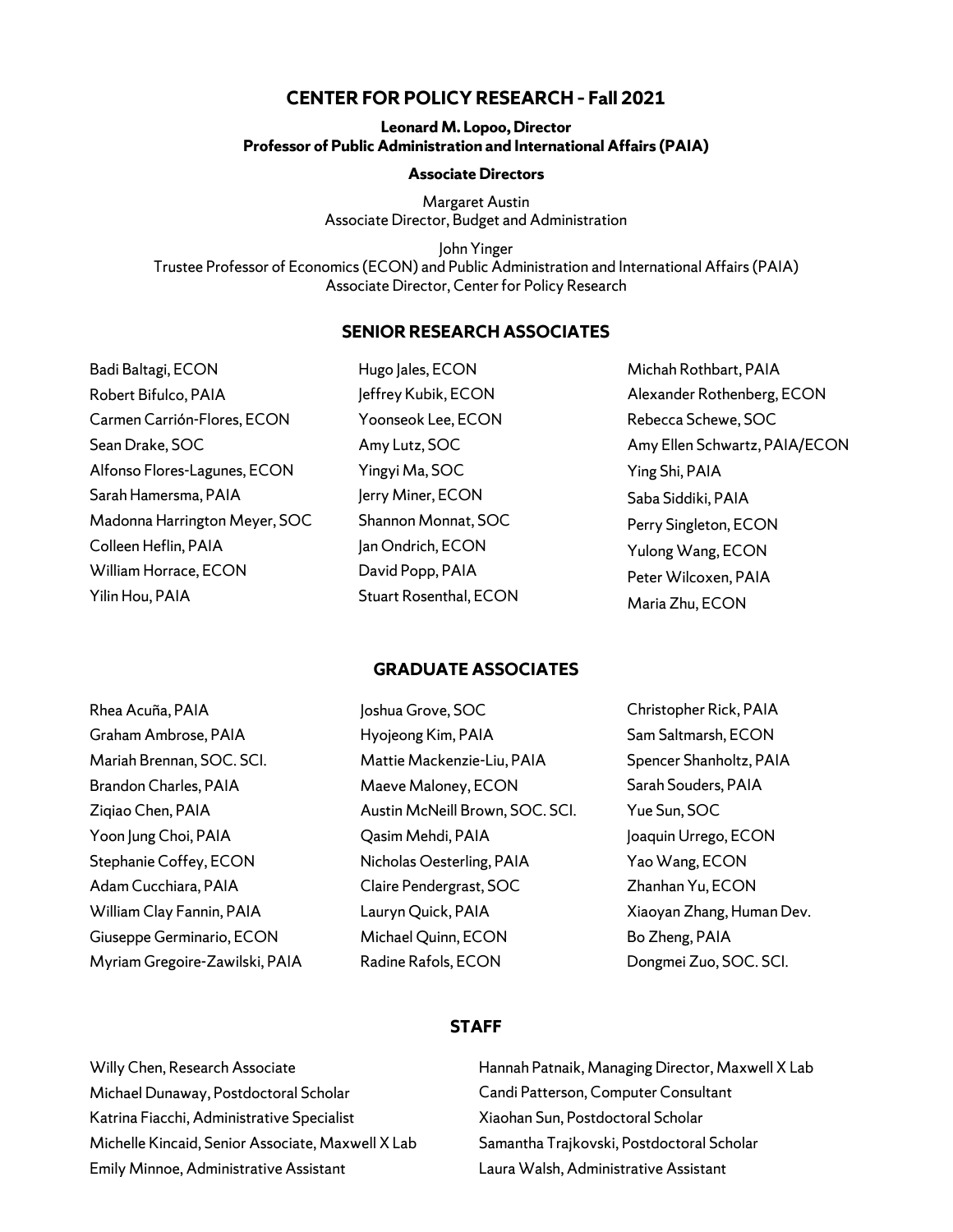# CENTER FOR POLICY RESEARCH - Fall 2021

**Leonard M. Lopoo, Director**
**Professor of Public Administration and International Affairs (PAIA)**

**Associate Directors**

Margaret Austin
Associate Director, Budget and Administration

John Yinger
Trustee Professor of Economics (ECON) and Public Administration and International Affairs (PAIA)
Associate Director, Center for Policy Research

## SENIOR RESEARCH ASSOCIATES

Badi Baltagi, ECON
Robert Bifulco, PAIA
Carmen Carrión-Flores, ECON
Sean Drake, SOC
Alfonso Flores-Lagunes, ECON
Sarah Hamersma, PAIA
Madonna Harrington Meyer, SOC
Colleen Heflin, PAIA
William Horrace, ECON
Yilin Hou, PAIA
Hugo Jales, ECON
Jeffrey Kubik, ECON
Yoonseok Lee, ECON
Amy Lutz, SOC
Yingyi Ma, SOC
Jerry Miner, ECON
Shannon Monnat, SOC
Jan Ondrich, ECON
David Popp, PAIA
Stuart Rosenthal, ECON
Michah Rothbart, PAIA
Alexander Rothenberg, ECON
Rebecca Schewe, SOC
Amy Ellen Schwartz, PAIA/ECON
Ying Shi, PAIA
Saba Siddiki, PAIA
Perry Singleton, ECON
Yulong Wang, ECON
Peter Wilcoxen, PAIA
Maria Zhu, ECON

## GRADUATE ASSOCIATES

Rhea Acuña, PAIA
Graham Ambrose, PAIA
Mariah Brennan, SOC. SCI.
Brandon Charles, PAIA
Ziqiao Chen, PAIA
Yoon Jung Choi, PAIA
Stephanie Coffey, ECON
Adam Cucchiara, PAIA
William Clay Fannin, PAIA
Giuseppe Germinario, ECON
Myriam Gregoire-Zawilski, PAIA
Joshua Grove, SOC
Hyojeong Kim, PAIA
Mattie Mackenzie-Liu, PAIA
Maeve Maloney, ECON
Austin McNeill Brown, SOC. SCI.
Qasim Mehdi, PAIA
Nicholas Oesterling, PAIA
Claire Pendergrast, SOC
Lauryn Quick, PAIA
Michael Quinn, ECON
Radine Rafols, ECON
Christopher Rick, PAIA
Sam Saltmarsh, ECON
Spencer Shanholtz, PAIA
Sarah Souders, PAIA
Yue Sun, SOC
Joaquin Urrego, ECON
Yao Wang, ECON
Zhanhan Yu, ECON
Xiaoyan Zhang, Human Dev.
Bo Zheng, PAIA
Dongmei Zuo, SOC. SCI.

## STAFF

Willy Chen, Research Associate
Michael Dunaway, Postdoctoral Scholar
Katrina Fiacchi, Administrative Specialist
Michelle Kincaid, Senior Associate, Maxwell X Lab
Emily Minnoe, Administrative Assistant
Hannah Patnaik, Managing Director, Maxwell X Lab
Candi Patterson, Computer Consultant
Xiaohan Sun, Postdoctoral Scholar
Samantha Trajkovski, Postdoctoral Scholar
Laura Walsh, Administrative Assistant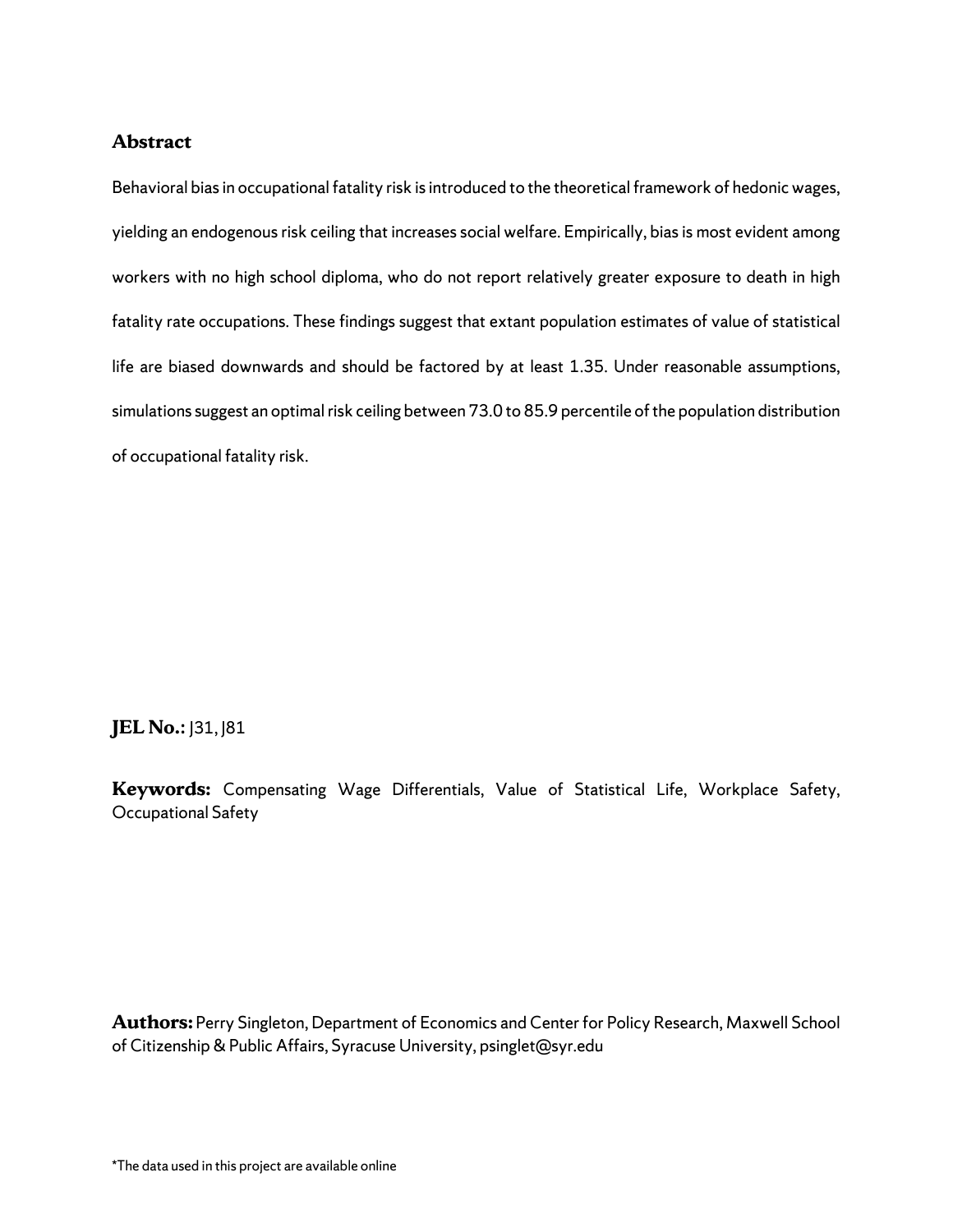## Abstract

Behavioral bias in occupational fatality risk is introduced to the theoretical framework of hedonic wages, yielding an endogenous risk ceiling that increases social welfare. Empirically, bias is most evident among workers with no high school diploma, who do not report relatively greater exposure to death in high fatality rate occupations. These findings suggest that extant population estimates of value of statistical life are biased downwards and should be factored by at least 1.35. Under reasonable assumptions, simulations suggest an optimal risk ceiling between 73.0 to 85.9 percentile of the population distribution of occupational fatality risk.

**JEL No.:** J31, J81

**Keywords:** Compensating Wage Differentials, Value of Statistical Life, Workplace Safety, Occupational Safety

**Authors:** Perry Singleton, Department of Economics and Center for Policy Research, Maxwell School of Citizenship & Public Affairs, Syracuse University, psinglet@syr.edu

*The data used in this project are available online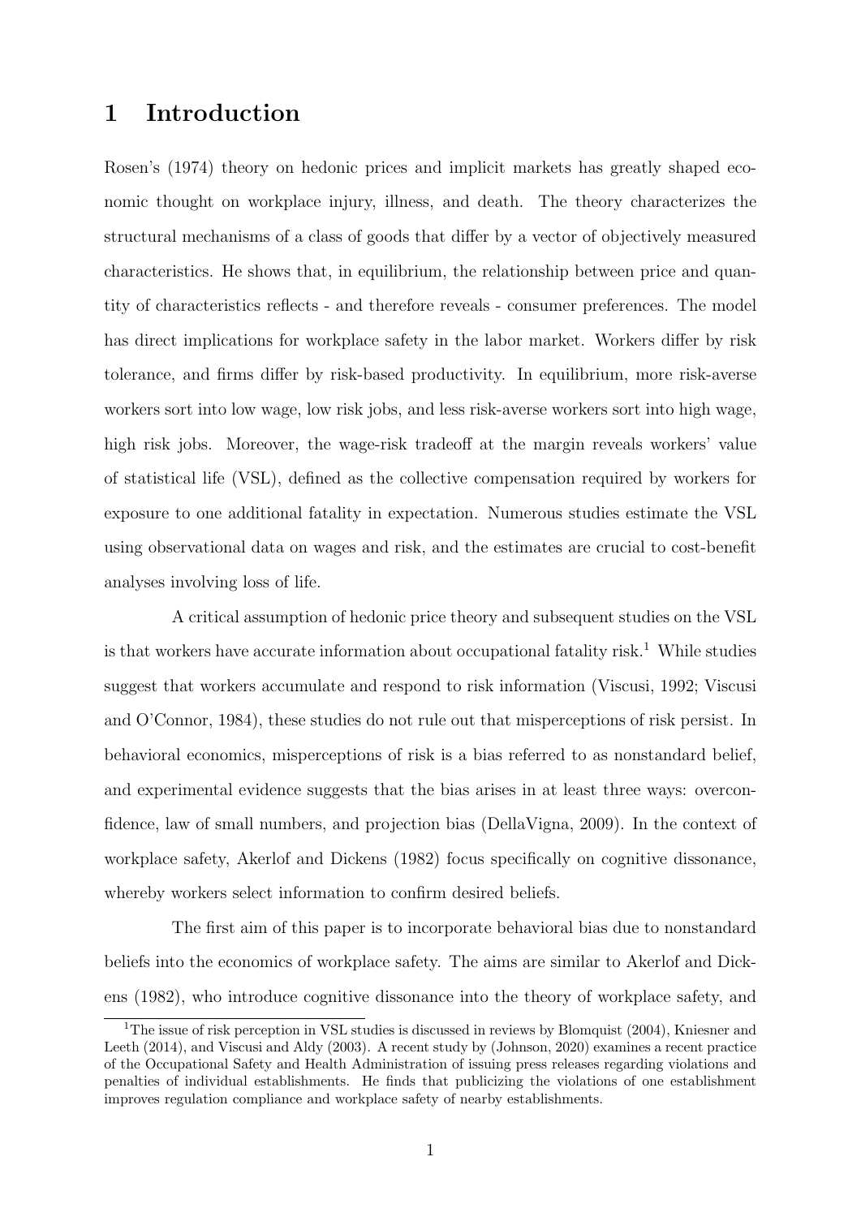# 1 Introduction

Rosen's (1974) theory on hedonic prices and implicit markets has greatly shaped economic thought on workplace injury, illness, and death. The theory characterizes the structural mechanisms of a class of goods that differ by a vector of objectively measured characteristics. He shows that, in equilibrium, the relationship between price and quantity of characteristics reflects - and therefore reveals - consumer preferences. The model has direct implications for workplace safety in the labor market. Workers differ by risk tolerance, and firms differ by risk-based productivity. In equilibrium, more risk-averse workers sort into low wage, low risk jobs, and less risk-averse workers sort into high wage, high risk jobs. Moreover, the wage-risk tradeoff at the margin reveals workers' value of statistical life (VSL), defined as the collective compensation required by workers for exposure to one additional fatality in expectation. Numerous studies estimate the VSL using observational data on wages and risk, and the estimates are crucial to cost-benefit analyses involving loss of life.

A critical assumption of hedonic price theory and subsequent studies on the VSL is that workers have accurate information about occupational fatality risk.[1] While studies suggest that workers accumulate and respond to risk information (Viscusi, 1992; Viscusi and O'Connor, 1984), these studies do not rule out that misperceptions of risk persist. In behavioral economics, misperceptions of risk is a bias referred to as nonstandard belief, and experimental evidence suggests that the bias arises in at least three ways: overconfidence, law of small numbers, and projection bias (DellaVigna, 2009). In the context of workplace safety, Akerlof and Dickens (1982) focus specifically on cognitive dissonance, whereby workers select information to confirm desired beliefs.

The first aim of this paper is to incorporate behavioral bias due to nonstandard beliefs into the economics of workplace safety. The aims are similar to Akerlof and Dickens (1982), who introduce cognitive dissonance into the theory of workplace safety, and

[1] The issue of risk perception in VSL studies is discussed in reviews by Blomquist (2004), Kniesner and Leeth (2014), and Viscusi and Aldy (2003). A recent study by (Johnson, 2020) examines a recent practice of the Occupational Safety and Health Administration of issuing press releases regarding violations and penalties of individual establishments. He finds that publicizing the violations of one establishment improves regulation compliance and workplace safety of nearby establishments.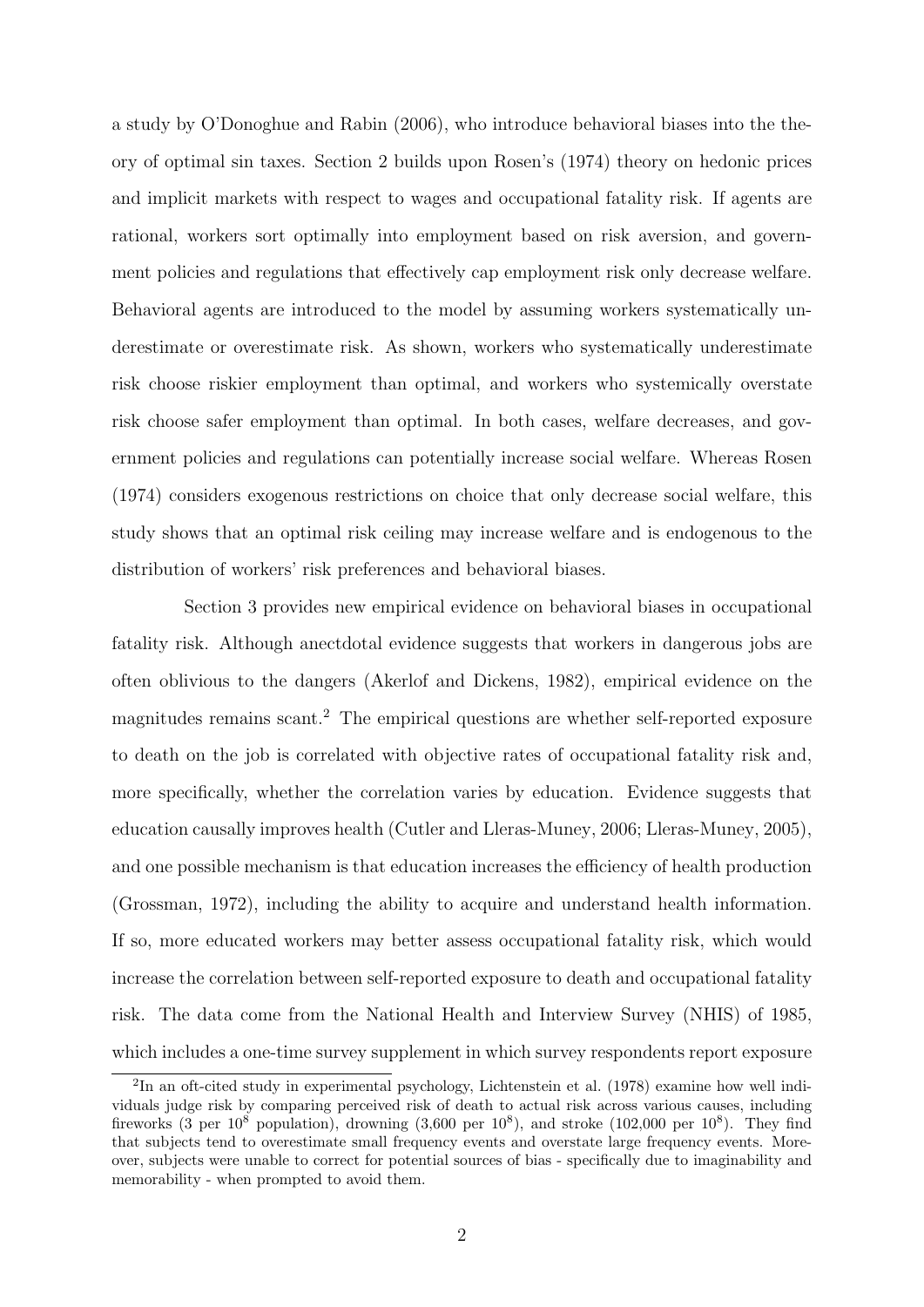a study by O'Donoghue and Rabin (2006), who introduce behavioral biases into the theory of optimal sin taxes. Section 2 builds upon Rosen's (1974) theory on hedonic prices and implicit markets with respect to wages and occupational fatality risk. If agents are rational, workers sort optimally into employment based on risk aversion, and government policies and regulations that effectively cap employment risk only decrease welfare. Behavioral agents are introduced to the model by assuming workers systematically underestimate or overestimate risk. As shown, workers who systematically underestimate risk choose riskier employment than optimal, and workers who systemically overstate risk choose safer employment than optimal. In both cases, welfare decreases, and government policies and regulations can potentially increase social welfare. Whereas Rosen (1974) considers exogenous restrictions on choice that only decrease social welfare, this study shows that an optimal risk ceiling may increase welfare and is endogenous to the distribution of workers' risk preferences and behavioral biases.

Section 3 provides new empirical evidence on behavioral biases in occupational fatality risk. Although anectdotal evidence suggests that workers in dangerous jobs are often oblivious to the dangers (Akerlof and Dickens, 1982), empirical evidence on the magnitudes remains scant.[2] The empirical questions are whether self-reported exposure to death on the job is correlated with objective rates of occupational fatality risk and, more specifically, whether the correlation varies by education. Evidence suggests that education causally improves health (Cutler and Lleras-Muney, 2006; Lleras-Muney, 2005), and one possible mechanism is that education increases the efficiency of health production (Grossman, 1972), including the ability to acquire and understand health information. If so, more educated workers may better assess occupational fatality risk, which would increase the correlation between self-reported exposure to death and occupational fatality risk. The data come from the National Health and Interview Survey (NHIS) of 1985, which includes a one-time survey supplement in which survey respondents report exposure

[2] In an oft-cited study in experimental psychology, Lichtenstein et al. (1978) examine how well individuals judge risk by comparing perceived risk of death to actual risk across various causes, including fireworks (3 per $10^8$ population), drowning (3,600 per $10^8$), and stroke (102,000 per $10^8$). They find that subjects tend to overestimate small frequency events and overstate large frequency events. Moreover, subjects were unable to correct for potential sources of bias - specifically due to imaginability and memorability - when prompted to avoid them.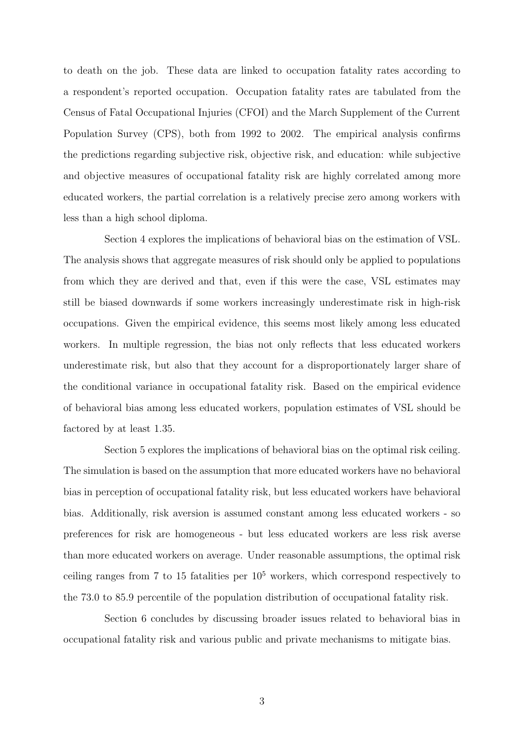to death on the job. These data are linked to occupation fatality rates according to a respondent's reported occupation. Occupation fatality rates are tabulated from the Census of Fatal Occupational Injuries (CFOI) and the March Supplement of the Current Population Survey (CPS), both from 1992 to 2002. The empirical analysis confirms the predictions regarding subjective risk, objective risk, and education: while subjective and objective measures of occupational fatality risk are highly correlated among more educated workers, the partial correlation is a relatively precise zero among workers with less than a high school diploma.

Section 4 explores the implications of behavioral bias on the estimation of VSL. The analysis shows that aggregate measures of risk should only be applied to populations from which they are derived and that, even if this were the case, VSL estimates may still be biased downwards if some workers increasingly underestimate risk in high-risk occupations. Given the empirical evidence, this seems most likely among less educated workers. In multiple regression, the bias not only reflects that less educated workers underestimate risk, but also that they account for a disproportionately larger share of the conditional variance in occupational fatality risk. Based on the empirical evidence of behavioral bias among less educated workers, population estimates of VSL should be factored by at least 1.35.

Section 5 explores the implications of behavioral bias on the optimal risk ceiling. The simulation is based on the assumption that more educated workers have no behavioral bias in perception of occupational fatality risk, but less educated workers have behavioral bias. Additionally, risk aversion is assumed constant among less educated workers - so preferences for risk are homogeneous - but less educated workers are less risk averse than more educated workers on average. Under reasonable assumptions, the optimal risk ceiling ranges from 7 to 15 fatalities per $10^5$ workers, which correspond respectively to the 73.0 to 85.9 percentile of the population distribution of occupational fatality risk.

Section 6 concludes by discussing broader issues related to behavioral bias in occupational fatality risk and various public and private mechanisms to mitigate bias.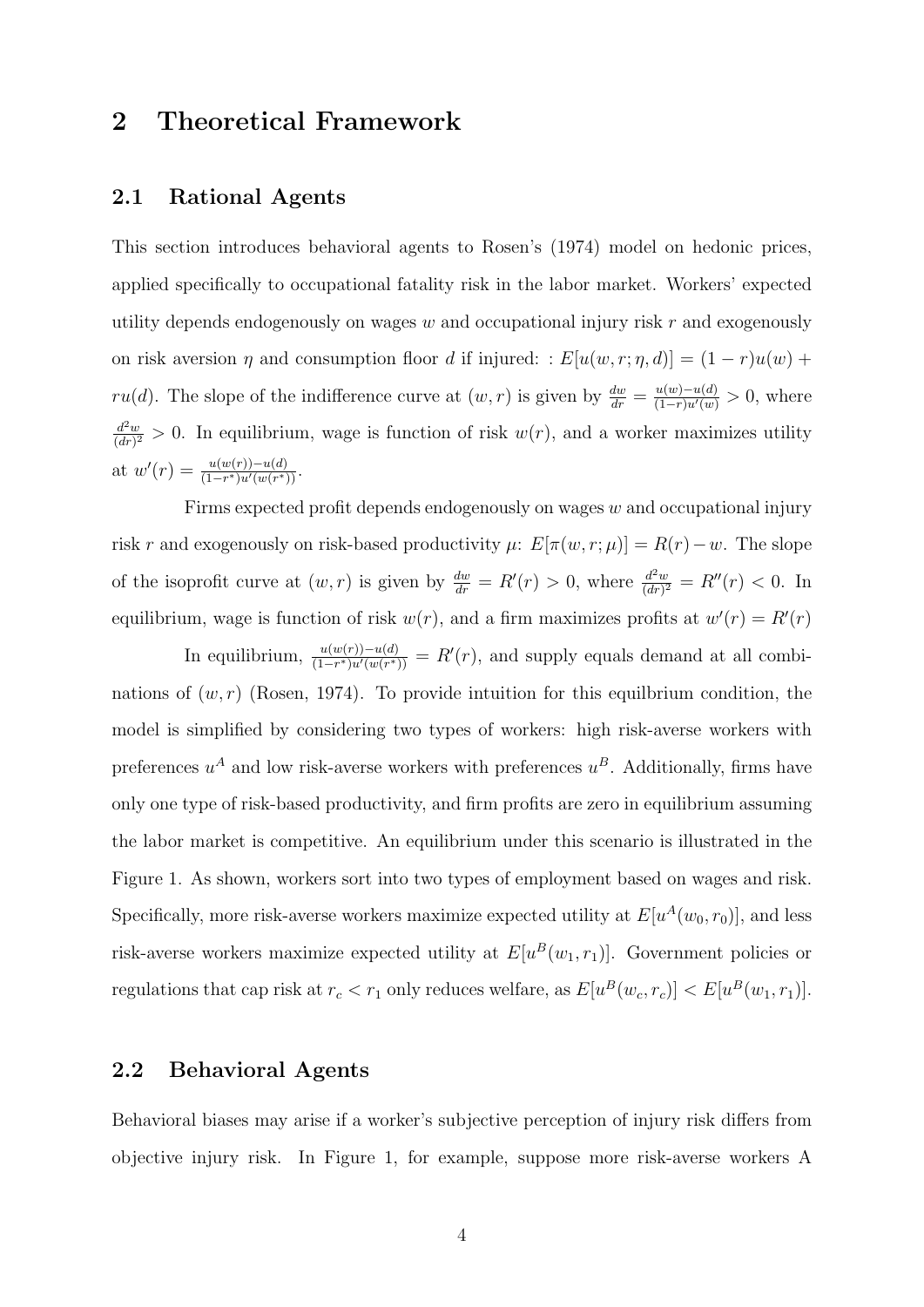# 2 Theoretical Framework

## 2.1 Rational Agents

This section introduces behavioral agents to Rosen's (1974) model on hedonic prices, applied specifically to occupational fatality risk in the labor market. Workers' expected utility depends endogenously on wages $w$ and occupational injury risk $r$ and exogenously on risk aversion $\eta$ and consumption floor $d$ if injured: : $E[u(w, r; \eta, d)] = (1 - r)u(w) + ru(d)$. The slope of the indifference curve at $(w, r)$ is given by $\frac{dw}{dr} = \frac{u(w)-u(d)}{(1-r)u'(w)} > 0$, where $\frac{d^2w}{(dr)^2} > 0$. In equilibrium, wage is function of risk $w(r)$, and a worker maximizes utility at $w'(r) = \frac{u(w(r))-u(d)}{(1-r^*)u'(w(r^*))}$.

Firms expected profit depends endogenously on wages $w$ and occupational injury risk $r$ and exogenously on risk-based productivity $\mu$: $E[\pi(w, r; \mu)] = R(r) - w$. The slope of the isoprofit curve at $(w, r)$ is given by $\frac{dw}{dr} = R'(r) > 0$, where $\frac{d^2w}{(dr)^2} = R''(r) < 0$. In equilibrium, wage is function of risk $w(r)$, and a firm maximizes profits at $w'(r) = R'(r)$

In equilibrium, $\frac{u(w(r))-u(d)}{(1-r^*)u'(w(r^*))} = R'(r)$, and supply equals demand at all combinations of $(w, r)$ (Rosen, 1974). To provide intuition for this equilbrium condition, the model is simplified by considering two types of workers: high risk-averse workers with preferences $u^A$ and low risk-averse workers with preferences $u^B$. Additionally, firms have only one type of risk-based productivity, and firm profits are zero in equilibrium assuming the labor market is competitive. An equilibrium under this scenario is illustrated in the Figure 1. As shown, workers sort into two types of employment based on wages and risk. Specifically, more risk-averse workers maximize expected utility at $E[u^A(w_0, r_0)]$, and less risk-averse workers maximize expected utility at $E[u^B(w_1, r_1)]$. Government policies or regulations that cap risk at $r_c < r_1$ only reduces welfare, as $E[u^B(w_c, r_c)] < E[u^B(w_1, r_1)]$.

## 2.2 Behavioral Agents

Behavioral biases may arise if a worker's subjective perception of injury risk differs from objective injury risk. In Figure 1, for example, suppose more risk-averse workers A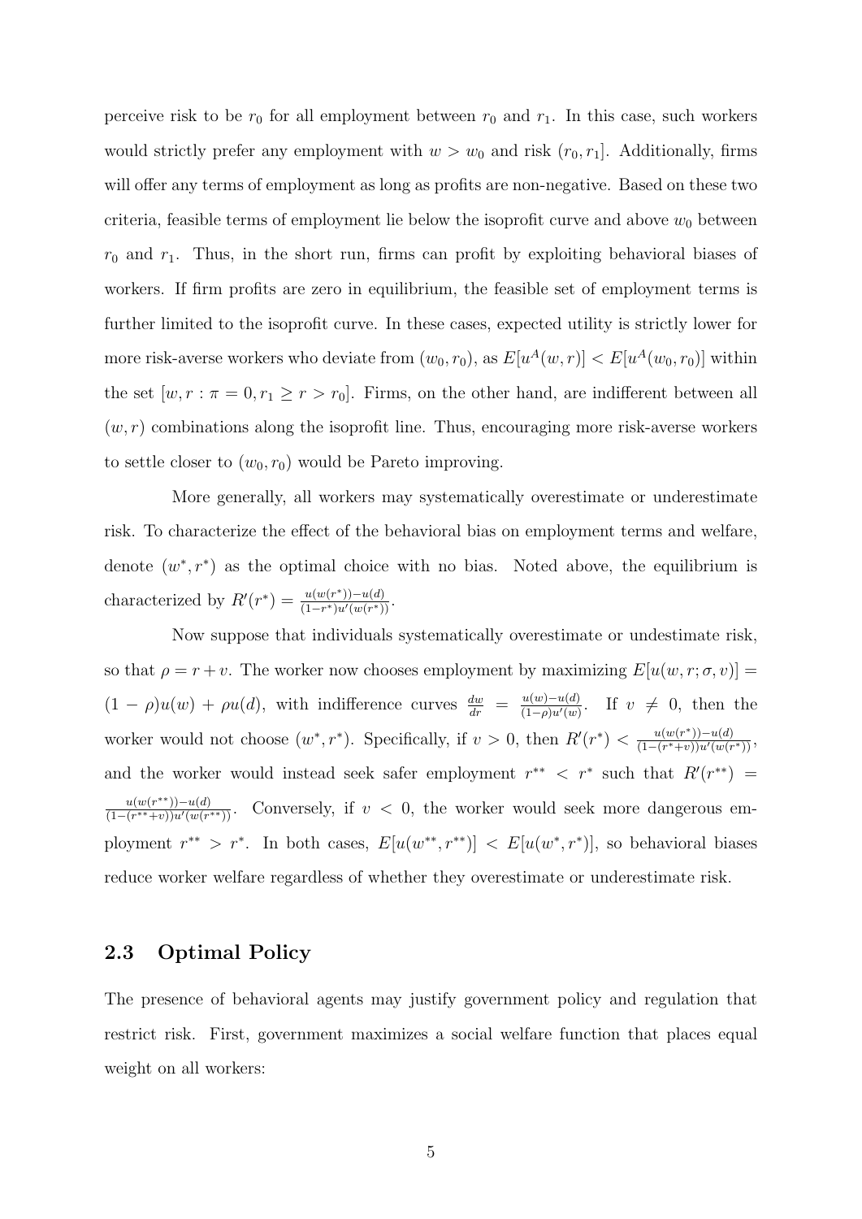perceive risk to be $r_0$ for all employment between $r_0$ and $r_1$. In this case, such workers would strictly prefer any employment with $w > w_0$ and risk $(r_0, r_1]$. Additionally, firms will offer any terms of employment as long as profits are non-negative. Based on these two criteria, feasible terms of employment lie below the isoprofit curve and above $w_0$ between $r_0$ and $r_1$. Thus, in the short run, firms can profit by exploiting behavioral biases of workers. If firm profits are zero in equilibrium, the feasible set of employment terms is further limited to the isoprofit curve. In these cases, expected utility is strictly lower for more risk-averse workers who deviate from $(w_0, r_0)$, as $E[u^A(w, r)] < E[u^A(w_0, r_0)]$ within the set $[w, r : \pi = 0, r_1 \geq r > r_0]$. Firms, on the other hand, are indifferent between all $(w, r)$ combinations along the isoprofit line. Thus, encouraging more risk-averse workers to settle closer to $(w_0, r_0)$ would be Pareto improving.

More generally, all workers may systematically overestimate or underestimate risk. To characterize the effect of the behavioral bias on employment terms and welfare, denote $(w^*, r^*)$ as the optimal choice with no bias. Noted above, the equilibrium is characterized by $R'(r^*) = \frac{u(w(r^*)) - u(d)}{(1 - r^*)u'(w(r^*))}$.

Now suppose that individuals systematically overestimate or undestimate risk, so that $\rho = r + v$. The worker now chooses employment by maximizing $E[u(w, r; \sigma, v)] = (1 - \rho)u(w) + \rho u(d)$, with indifference curves $\frac{dw}{dr} = \frac{u(w) - u(d)}{(1 - \rho)u'(w)}$. If $v \neq 0$, then the worker would not choose $(w^*, r^*)$. Specifically, if $v > 0$, then $R'(r^*) < \frac{u(w(r^*)) - u(d)}{(1 - (r^* + v))u'(w(r^*))}$, and the worker would instead seek safer employment $r^{**} < r^*$ such that $R'(r^{**}) = \frac{u(w(r^{**})) - u(d)}{(1 - (r^{**} + v))u'(w(r^{**}))}$. Conversely, if $v < 0$, the worker would seek more dangerous employment $r^{**} > r^*$. In both cases, $E[u(w^{**}, r^{**})] < E[u(w^*, r^*)]$, so behavioral biases reduce worker welfare regardless of whether they overestimate or underestimate risk.

### 2.3 Optimal Policy

The presence of behavioral agents may justify government policy and regulation that restrict risk. First, government maximizes a social welfare function that places equal weight on all workers: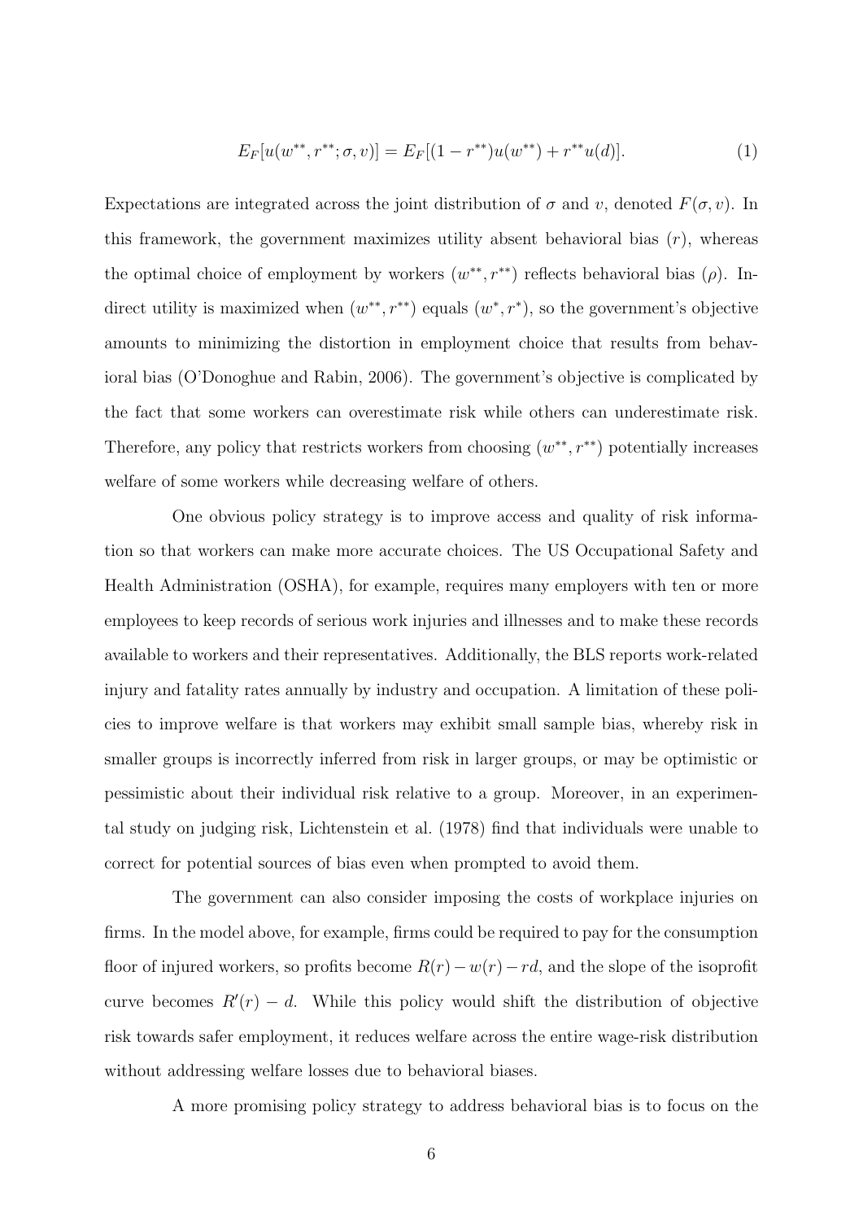$$E_F[u(w^{**}, r^{**}; \sigma, v)] = E_F[(1 - r^{**})u(w^{**}) + r^{**}u(d)]. \tag{1}$$

Expectations are integrated across the joint distribution of $\sigma$ and $v$, denoted $F(\sigma, v)$. In this framework, the government maximizes utility absent behavioral bias ($r$), whereas the optimal choice of employment by workers $(w^{**}, r^{**})$ reflects behavioral bias ($\rho$). Indirect utility is maximized when $(w^{**}, r^{**})$ equals $(w^*, r^*)$, so the government's objective amounts to minimizing the distortion in employment choice that results from behavioral bias (O'Donoghue and Rabin, 2006). The government's objective is complicated by the fact that some workers can overestimate risk while others can underestimate risk. Therefore, any policy that restricts workers from choosing $(w^{**}, r^{**})$ potentially increases welfare of some workers while decreasing welfare of others.

One obvious policy strategy is to improve access and quality of risk information so that workers can make more accurate choices. The US Occupational Safety and Health Administration (OSHA), for example, requires many employers with ten or more employees to keep records of serious work injuries and illnesses and to make these records available to workers and their representatives. Additionally, the BLS reports work-related injury and fatality rates annually by industry and occupation. A limitation of these policies to improve welfare is that workers may exhibit small sample bias, whereby risk in smaller groups is incorrectly inferred from risk in larger groups, or may be optimistic or pessimistic about their individual risk relative to a group. Moreover, in an experimental study on judging risk, Lichtenstein et al. (1978) find that individuals were unable to correct for potential sources of bias even when prompted to avoid them.

The government can also consider imposing the costs of workplace injuries on firms. In the model above, for example, firms could be required to pay for the consumption floor of injured workers, so profits become $R(r) - w(r) - rd$, and the slope of the isoprofit curve becomes $R'(r) - d$. While this policy would shift the distribution of objective risk towards safer employment, it reduces welfare across the entire wage-risk distribution without addressing welfare losses due to behavioral biases.

A more promising policy strategy to address behavioral bias is to focus on the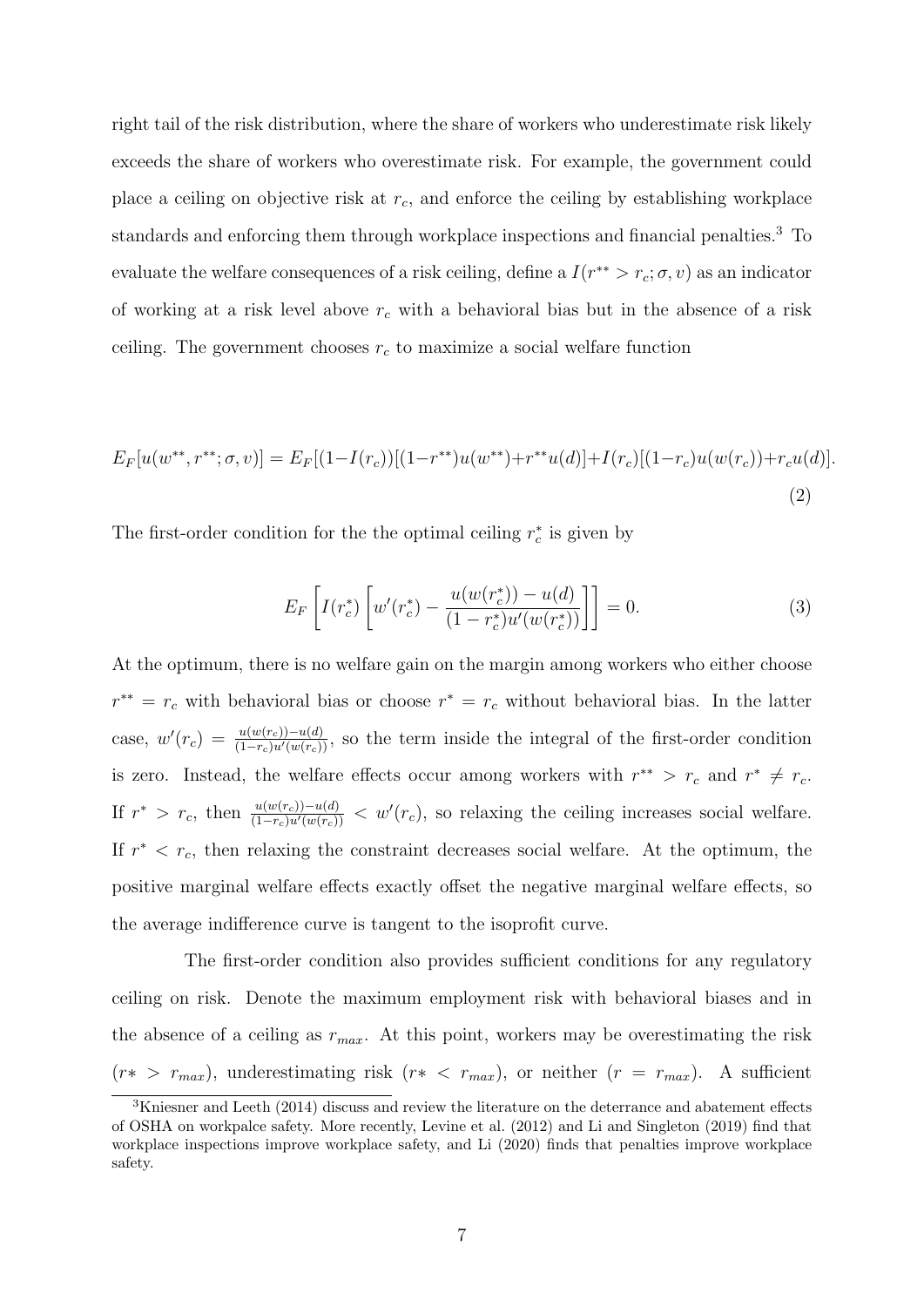right tail of the risk distribution, where the share of workers who underestimate risk likely exceeds the share of workers who overestimate risk. For example, the government could place a ceiling on objective risk at $r_c$, and enforce the ceiling by establishing workplace standards and enforcing them through workplace inspections and financial penalties.[3] To evaluate the welfare consequences of a risk ceiling, define a $I(r^{**} > r_c; \sigma, v)$ as an indicator of working at a risk level above $r_c$ with a behavioral bias but in the absence of a risk ceiling. The government chooses $r_c$ to maximize a social welfare function

$$E_F[u(w^{**}, r^{**}; \sigma, v)] = E_F[(1-I(r_c))[(1-r^{**})u(w^{**})+r^{**}u(d)]+I(r_c)[(1-r_c)u(w(r_c))+r_c u(d)]. \tag{2}$$

The first-order condition for the the optimal ceiling $r_c^*$ is given by

$$E_F\left[I(r_c^*)\left[w'(r_c^*) - \frac{u(w(r_c^*)) - u(d)}{(1-r_c^*)u'(w(r_c^*))}\right]\right] = 0. \tag{3}$$

At the optimum, there is no welfare gain on the margin among workers who either choose $r^{**} = r_c$ with behavioral bias or choose $r^* = r_c$ without behavioral bias. In the latter case, $w'(r_c) = \frac{u(w(r_c))-u(d)}{(1-r_c)u'(w(r_c))}$, so the term inside the integral of the first-order condition is zero. Instead, the welfare effects occur among workers with $r^{**} > r_c$ and $r^* \neq r_c$. If $r^* > r_c$, then $\frac{u(w(r_c))-u(d)}{(1-r_c)u'(w(r_c))} < w'(r_c)$, so relaxing the ceiling increases social welfare. If $r^* < r_c$, then relaxing the constraint decreases social welfare. At the optimum, the positive marginal welfare effects exactly offset the negative marginal welfare effects, so the average indifference curve is tangent to the isoprofit curve.

The first-order condition also provides sufficient conditions for any regulatory ceiling on risk. Denote the maximum employment risk with behavioral biases and in the absence of a ceiling as $r_{max}$. At this point, workers may be overestimating the risk ($r* > r_{max}$), underestimating risk ($r* < r_{max}$), or neither ($r = r_{max}$). A sufficient

[3] Kniesner and Leeth (2014) discuss and review the literature on the deterrance and abatement effects of OSHA on workpalce safety. More recently, Levine et al. (2012) and Li and Singleton (2019) find that workplace inspections improve workplace safety, and Li (2020) finds that penalties improve workplace safety.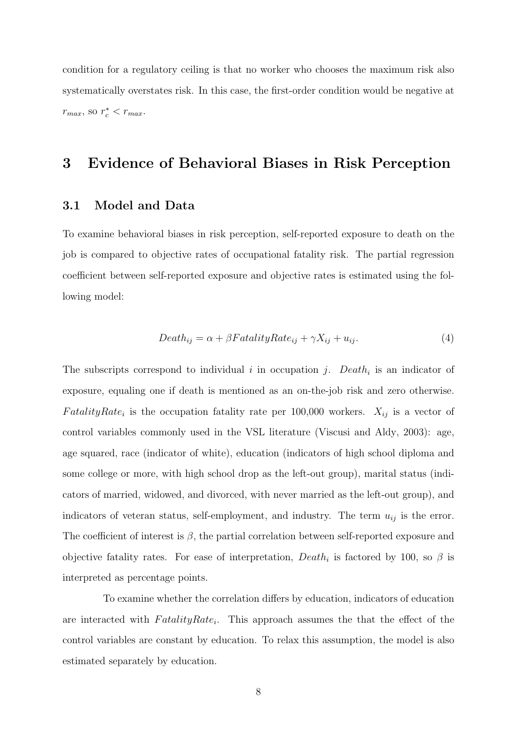condition for a regulatory ceiling is that no worker who chooses the maximum risk also systematically overstates risk. In this case, the first-order condition would be negative at $r_{max}$, so $r_c^* < r_{max}$.

## 3 Evidence of Behavioral Biases in Risk Perception

### 3.1 Model and Data

To examine behavioral biases in risk perception, self-reported exposure to death on the job is compared to objective rates of occupational fatality risk. The partial regression coefficient between self-reported exposure and objective rates is estimated using the following model:

$$Death_{ij} = \alpha + \beta FatalityRate_{ij} + \gamma X_{ij} + u_{ij}. \tag{4}$$

The subscripts correspond to individual $i$ in occupation $j$. $Death_i$ is an indicator of exposure, equaling one if death is mentioned as an on-the-job risk and zero otherwise. $FatalityRate_i$ is the occupation fatality rate per 100,000 workers. $X_{ij}$ is a vector of control variables commonly used in the VSL literature (Viscusi and Aldy, 2003): age, age squared, race (indicator of white), education (indicators of high school diploma and some college or more, with high school drop as the left-out group), marital status (indicators of married, widowed, and divorced, with never married as the left-out group), and indicators of veteran status, self-employment, and industry. The term $u_{ij}$ is the error. The coefficient of interest is $\beta$, the partial correlation between self-reported exposure and objective fatality rates. For ease of interpretation, $Death_i$ is factored by 100, so $\beta$ is interpreted as percentage points.

To examine whether the correlation differs by education, indicators of education are interacted with $FatalityRate_i$. This approach assumes the that the effect of the control variables are constant by education. To relax this assumption, the model is also estimated separately by education.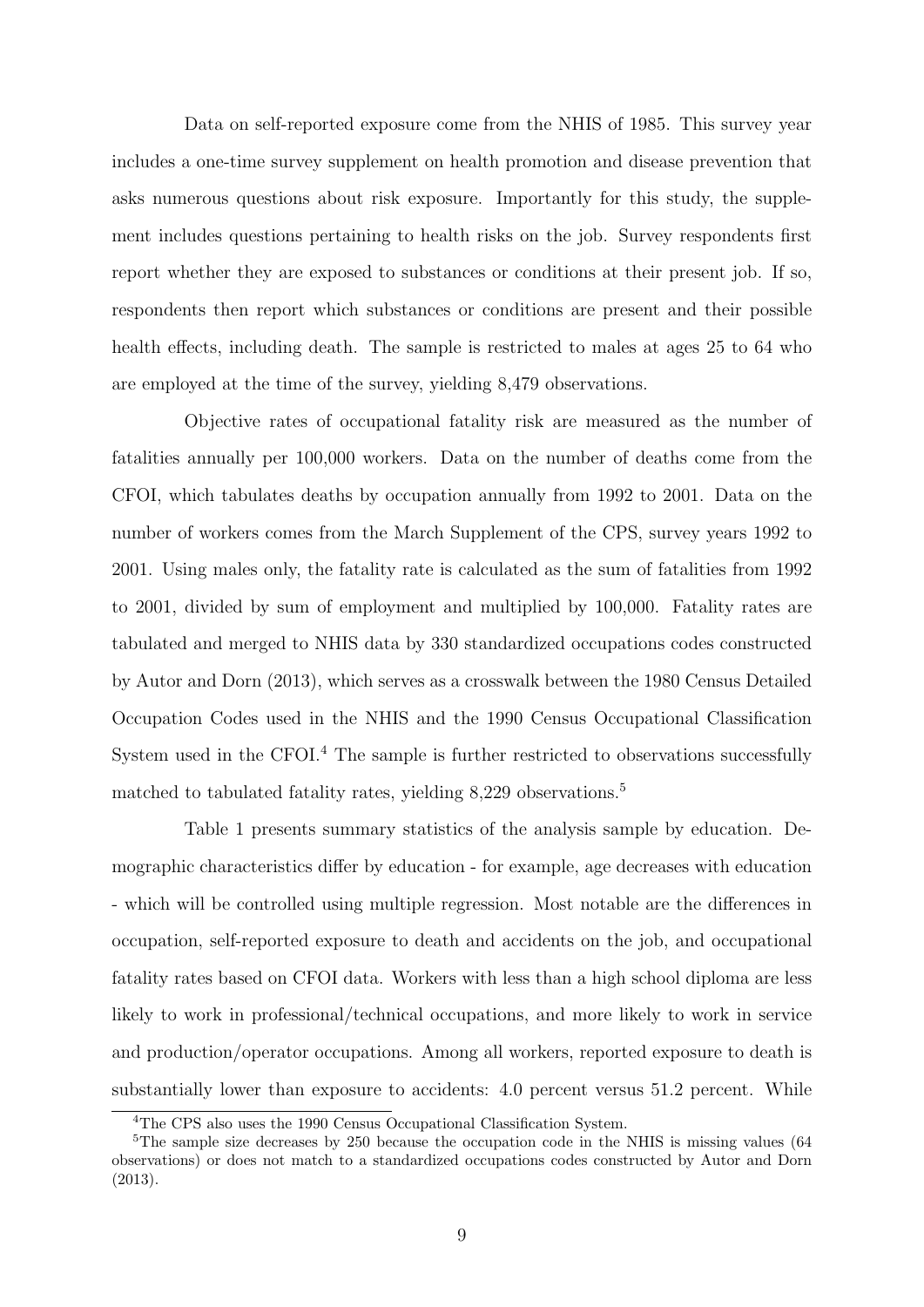Data on self-reported exposure come from the NHIS of 1985. This survey year includes a one-time survey supplement on health promotion and disease prevention that asks numerous questions about risk exposure. Importantly for this study, the supplement includes questions pertaining to health risks on the job. Survey respondents first report whether they are exposed to substances or conditions at their present job. If so, respondents then report which substances or conditions are present and their possible health effects, including death. The sample is restricted to males at ages 25 to 64 who are employed at the time of the survey, yielding 8,479 observations.

Objective rates of occupational fatality risk are measured as the number of fatalities annually per 100,000 workers. Data on the number of deaths come from the CFOI, which tabulates deaths by occupation annually from 1992 to 2001. Data on the number of workers comes from the March Supplement of the CPS, survey years 1992 to 2001. Using males only, the fatality rate is calculated as the sum of fatalities from 1992 to 2001, divided by sum of employment and multiplied by 100,000. Fatality rates are tabulated and merged to NHIS data by 330 standardized occupations codes constructed by Autor and Dorn (2013), which serves as a crosswalk between the 1980 Census Detailed Occupation Codes used in the NHIS and the 1990 Census Occupational Classification System used in the CFOI.[4] The sample is further restricted to observations successfully matched to tabulated fatality rates, yielding 8,229 observations.[5]

Table 1 presents summary statistics of the analysis sample by education. Demographic characteristics differ by education - for example, age decreases with education - which will be controlled using multiple regression. Most notable are the differences in occupation, self-reported exposure to death and accidents on the job, and occupational fatality rates based on CFOI data. Workers with less than a high school diploma are less likely to work in professional/technical occupations, and more likely to work in service and production/operator occupations. Among all workers, reported exposure to death is substantially lower than exposure to accidents: 4.0 percent versus 51.2 percent. While

[4] The CPS also uses the 1990 Census Occupational Classification System.

[5] The sample size decreases by 250 because the occupation code in the NHIS is missing values (64 observations) or does not match to a standardized occupations codes constructed by Autor and Dorn (2013).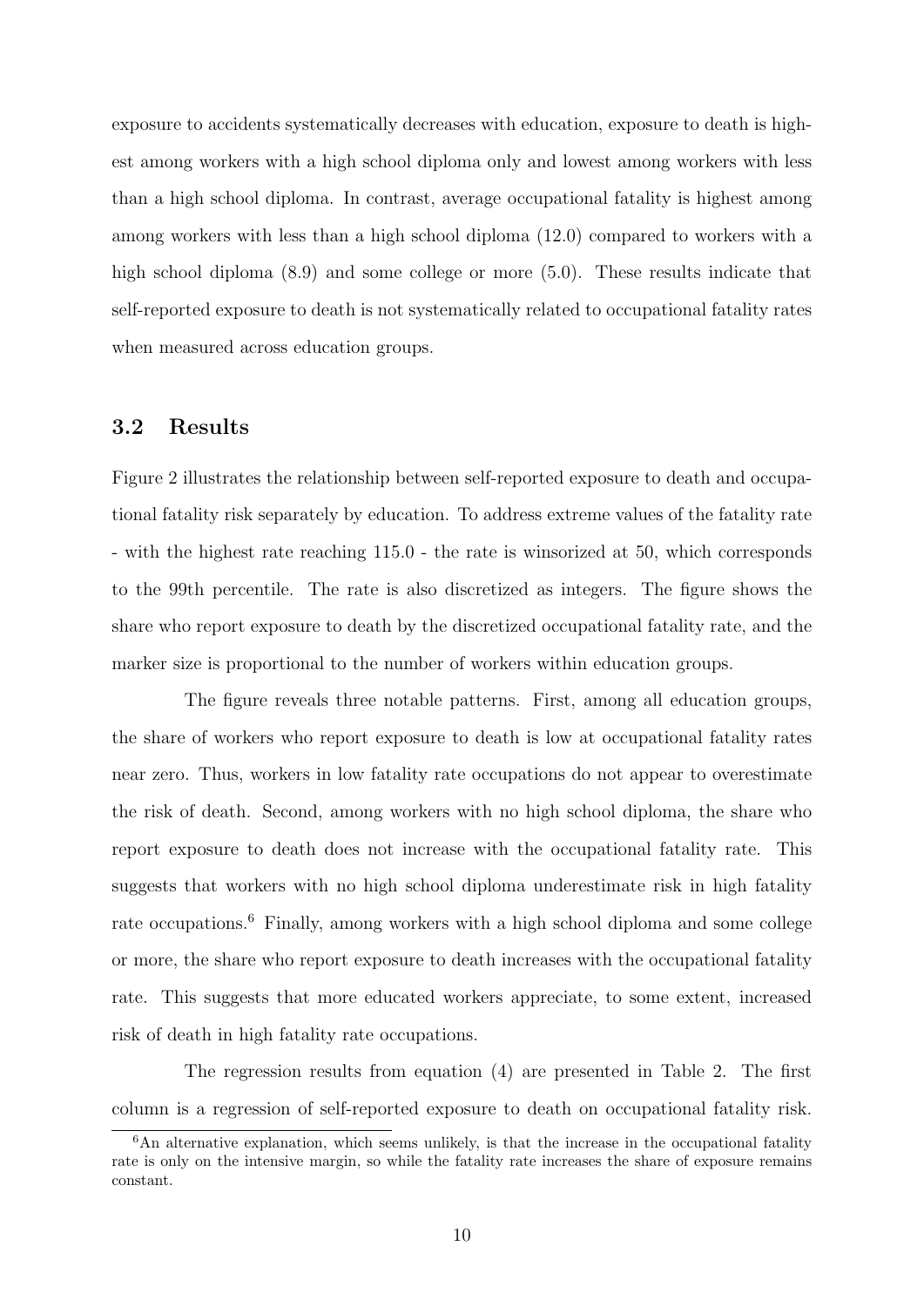exposure to accidents systematically decreases with education, exposure to death is highest among workers with a high school diploma only and lowest among workers with less than a high school diploma. In contrast, average occupational fatality is highest among among workers with less than a high school diploma (12.0) compared to workers with a high school diploma (8.9) and some college or more (5.0). These results indicate that self-reported exposure to death is not systematically related to occupational fatality rates when measured across education groups.

### 3.2 Results

Figure 2 illustrates the relationship between self-reported exposure to death and occupational fatality risk separately by education. To address extreme values of the fatality rate - with the highest rate reaching 115.0 - the rate is winsorized at 50, which corresponds to the 99th percentile. The rate is also discretized as integers. The figure shows the share who report exposure to death by the discretized occupational fatality rate, and the marker size is proportional to the number of workers within education groups.

The figure reveals three notable patterns. First, among all education groups, the share of workers who report exposure to death is low at occupational fatality rates near zero. Thus, workers in low fatality rate occupations do not appear to overestimate the risk of death. Second, among workers with no high school diploma, the share who report exposure to death does not increase with the occupational fatality rate. This suggests that workers with no high school diploma underestimate risk in high fatality rate occupations.[6] Finally, among workers with a high school diploma and some college or more, the share who report exposure to death increases with the occupational fatality rate. This suggests that more educated workers appreciate, to some extent, increased risk of death in high fatality rate occupations.

The regression results from equation (4) are presented in Table 2. The first column is a regression of self-reported exposure to death on occupational fatality risk.

[6] An alternative explanation, which seems unlikely, is that the increase in the occupational fatality rate is only on the intensive margin, so while the fatality rate increases the share of exposure remains constant.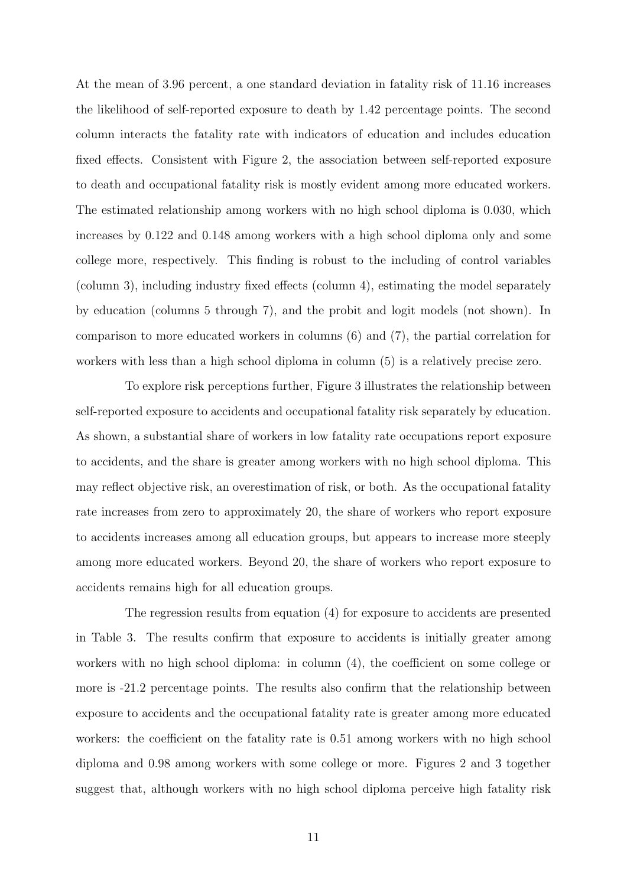At the mean of 3.96 percent, a one standard deviation in fatality risk of 11.16 increases the likelihood of self-reported exposure to death by 1.42 percentage points. The second column interacts the fatality rate with indicators of education and includes education fixed effects. Consistent with Figure 2, the association between self-reported exposure to death and occupational fatality risk is mostly evident among more educated workers. The estimated relationship among workers with no high school diploma is 0.030, which increases by 0.122 and 0.148 among workers with a high school diploma only and some college more, respectively. This finding is robust to the including of control variables (column 3), including industry fixed effects (column 4), estimating the model separately by education (columns 5 through 7), and the probit and logit models (not shown). In comparison to more educated workers in columns (6) and (7), the partial correlation for workers with less than a high school diploma in column (5) is a relatively precise zero.

To explore risk perceptions further, Figure 3 illustrates the relationship between self-reported exposure to accidents and occupational fatality risk separately by education. As shown, a substantial share of workers in low fatality rate occupations report exposure to accidents, and the share is greater among workers with no high school diploma. This may reflect objective risk, an overestimation of risk, or both. As the occupational fatality rate increases from zero to approximately 20, the share of workers who report exposure to accidents increases among all education groups, but appears to increase more steeply among more educated workers. Beyond 20, the share of workers who report exposure to accidents remains high for all education groups.

The regression results from equation (4) for exposure to accidents are presented in Table 3. The results confirm that exposure to accidents is initially greater among workers with no high school diploma: in column (4), the coefficient on some college or more is -21.2 percentage points. The results also confirm that the relationship between exposure to accidents and the occupational fatality rate is greater among more educated workers: the coefficient on the fatality rate is 0.51 among workers with no high school diploma and 0.98 among workers with some college or more. Figures 2 and 3 together suggest that, although workers with no high school diploma perceive high fatality risk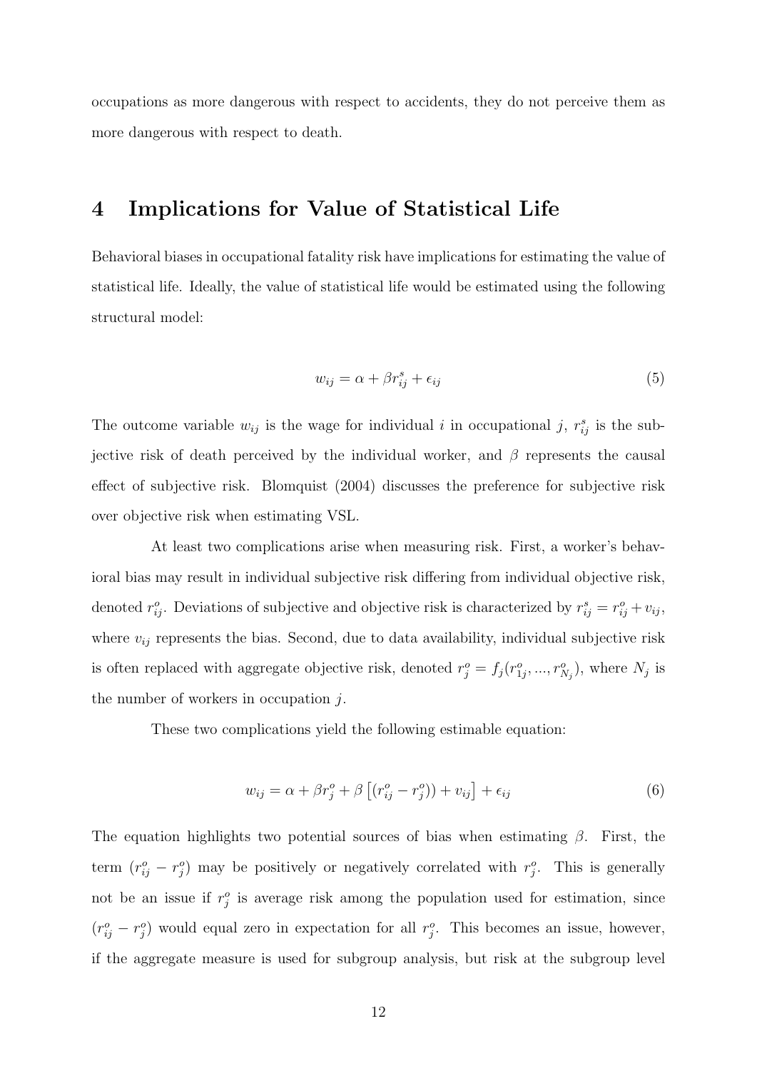occupations as more dangerous with respect to accidents, they do not perceive them as more dangerous with respect to death.

# 4 Implications for Value of Statistical Life

Behavioral biases in occupational fatality risk have implications for estimating the value of statistical life. Ideally, the value of statistical life would be estimated using the following structural model:

$$w_{ij} = \alpha + \beta r^s_{ij} + \epsilon_{ij} \tag{5}$$

The outcome variable $w_{ij}$ is the wage for individual $i$ in occupational $j$, $r^s_{ij}$ is the subjective risk of death perceived by the individual worker, and $\beta$ represents the causal effect of subjective risk. Blomquist (2004) discusses the preference for subjective risk over objective risk when estimating VSL.

At least two complications arise when measuring risk. First, a worker's behavioral bias may result in individual subjective risk differing from individual objective risk, denoted $r^o_{ij}$. Deviations of subjective and objective risk is characterized by $r^s_{ij} = r^o_{ij} + v_{ij}$, where $v_{ij}$ represents the bias. Second, due to data availability, individual subjective risk is often replaced with aggregate objective risk, denoted $r^o_j = f_j(r^o_{1j}, ..., r^o_{N_j})$, where $N_j$ is the number of workers in occupation $j$.

These two complications yield the following estimable equation:

$$w_{ij} = \alpha + \beta r^o_j + \beta \left[ (r^o_{ij} - r^o_j)) + v_{ij} \right] + \epsilon_{ij} \tag{6}$$

The equation highlights two potential sources of bias when estimating $\beta$. First, the term $(r^o_{ij} - r^o_j)$ may be positively or negatively correlated with $r^o_j$. This is generally not be an issue if $r^o_j$ is average risk among the population used for estimation, since $(r^o_{ij} - r^o_j)$ would equal zero in expectation for all $r^o_j$. This becomes an issue, however, if the aggregate measure is used for subgroup analysis, but risk at the subgroup level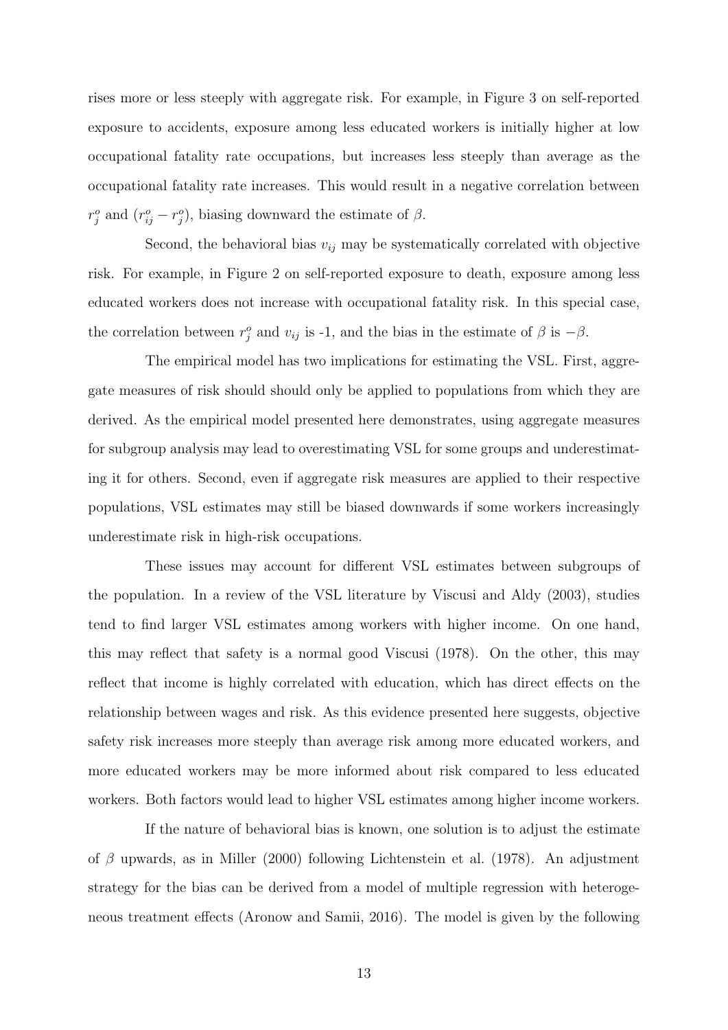rises more or less steeply with aggregate risk. For example, in Figure 3 on self-reported exposure to accidents, exposure among less educated workers is initially higher at low occupational fatality rate occupations, but increases less steeply than average as the occupational fatality rate increases. This would result in a negative correlation between $r^o_j$ and $(r^o_{ij} - r^o_j)$, biasing downward the estimate of $\beta$.

Second, the behavioral bias $v_{ij}$ may be systematically correlated with objective risk. For example, in Figure 2 on self-reported exposure to death, exposure among less educated workers does not increase with occupational fatality risk. In this special case, the correlation between $r^o_j$ and $v_{ij}$ is -1, and the bias in the estimate of $\beta$ is $-\beta$.

The empirical model has two implications for estimating the VSL. First, aggregate measures of risk should should only be applied to populations from which they are derived. As the empirical model presented here demonstrates, using aggregate measures for subgroup analysis may lead to overestimating VSL for some groups and underestimating it for others. Second, even if aggregate risk measures are applied to their respective populations, VSL estimates may still be biased downwards if some workers increasingly underestimate risk in high-risk occupations.

These issues may account for different VSL estimates between subgroups of the population. In a review of the VSL literature by Viscusi and Aldy (2003), studies tend to find larger VSL estimates among workers with higher income. On one hand, this may reflect that safety is a normal good Viscusi (1978). On the other, this may reflect that income is highly correlated with education, which has direct effects on the relationship between wages and risk. As this evidence presented here suggests, objective safety risk increases more steeply than average risk among more educated workers, and more educated workers may be more informed about risk compared to less educated workers. Both factors would lead to higher VSL estimates among higher income workers.

If the nature of behavioral bias is known, one solution is to adjust the estimate of $\beta$ upwards, as in Miller (2000) following Lichtenstein et al. (1978). An adjustment strategy for the bias can be derived from a model of multiple regression with heterogeneous treatment effects (Aronow and Samii, 2016). The model is given by the following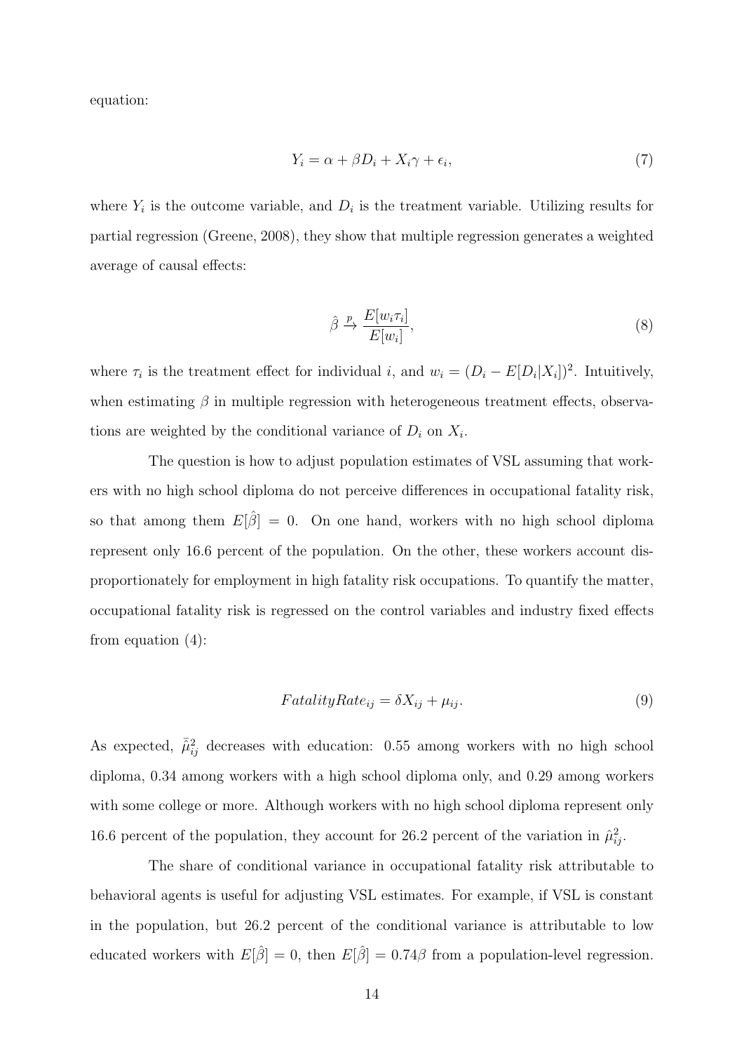equation:

$$Y_i = \alpha + \beta D_i + X_i\gamma + \epsilon_i, \tag{7}$$

where $Y_i$ is the outcome variable, and $D_i$ is the treatment variable. Utilizing results for partial regression (Greene, 2008), they show that multiple regression generates a weighted average of causal effects:

$$\hat{\beta} \xrightarrow{p} \frac{E[w_i\tau_i]}{E[w_i]}, \tag{8}$$

where $\tau_i$ is the treatment effect for individual $i$, and $w_i = (D_i - E[D_i|X_i])^2$. Intuitively, when estimating $\beta$ in multiple regression with heterogeneous treatment effects, observations are weighted by the conditional variance of $D_i$ on $X_i$.

The question is how to adjust population estimates of VSL assuming that workers with no high school diploma do not perceive differences in occupational fatality risk, so that among them $E[\hat{\beta}] = 0$. On one hand, workers with no high school diploma represent only 16.6 percent of the population. On the other, these workers account disproportionately for employment in high fatality risk occupations. To quantify the matter, occupational fatality risk is regressed on the control variables and industry fixed effects from equation (4):

$$FatalityRate_{ij} = \delta X_{ij} + \mu_{ij}. \tag{9}$$

As expected, $\bar{\hat{\mu}}^2_{ij}$ decreases with education: 0.55 among workers with no high school diploma, 0.34 among workers with a high school diploma only, and 0.29 among workers with some college or more. Although workers with no high school diploma represent only 16.6 percent of the population, they account for 26.2 percent of the variation in $\hat{\mu}^2_{ij}$.

The share of conditional variance in occupational fatality risk attributable to behavioral agents is useful for adjusting VSL estimates. For example, if VSL is constant in the population, but 26.2 percent of the conditional variance is attributable to low educated workers with $E[\hat{\beta}] = 0$, then $E[\hat{\beta}] = 0.74\beta$ from a population-level regression.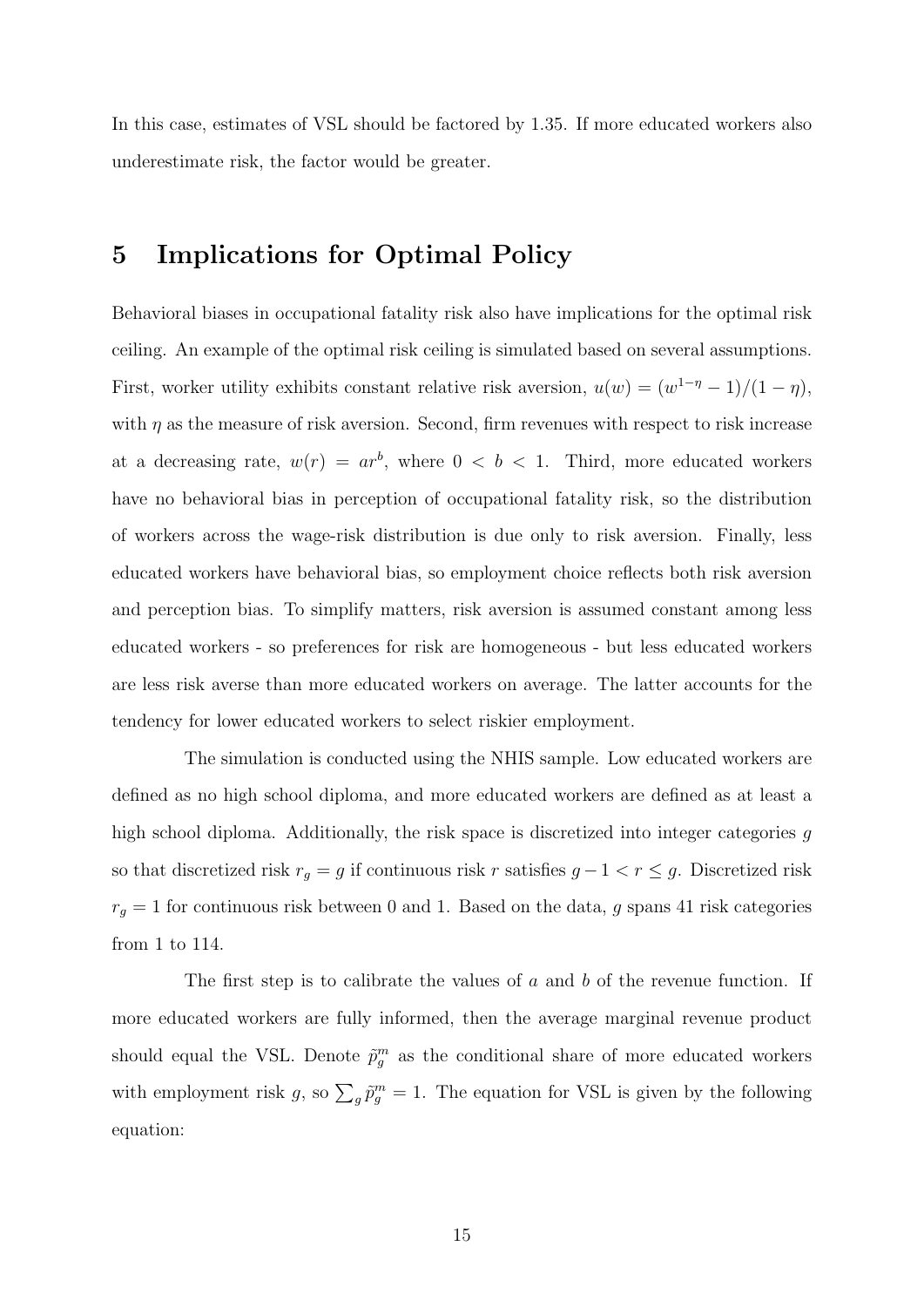In this case, estimates of VSL should be factored by 1.35. If more educated workers also underestimate risk, the factor would be greater.

# 5 Implications for Optimal Policy

Behavioral biases in occupational fatality risk also have implications for the optimal risk ceiling. An example of the optimal risk ceiling is simulated based on several assumptions. First, worker utility exhibits constant relative risk aversion, $u(w) = (w^{1-\eta} - 1)/(1-\eta)$, with $\eta$ as the measure of risk aversion. Second, firm revenues with respect to risk increase at a decreasing rate, $w(r) = ar^b$, where $0 < b < 1$. Third, more educated workers have no behavioral bias in perception of occupational fatality risk, so the distribution of workers across the wage-risk distribution is due only to risk aversion. Finally, less educated workers have behavioral bias, so employment choice reflects both risk aversion and perception bias. To simplify matters, risk aversion is assumed constant among less educated workers - so preferences for risk are homogeneous - but less educated workers are less risk averse than more educated workers on average. The latter accounts for the tendency for lower educated workers to select riskier employment.

The simulation is conducted using the NHIS sample. Low educated workers are defined as no high school diploma, and more educated workers are defined as at least a high school diploma. Additionally, the risk space is discretized into integer categories $g$ so that discretized risk $r_g = g$ if continuous risk $r$ satisfies $g - 1 < r \leq g$. Discretized risk $r_g = 1$ for continuous risk between 0 and 1. Based on the data, $g$ spans 41 risk categories from 1 to 114.

The first step is to calibrate the values of $a$ and $b$ of the revenue function. If more educated workers are fully informed, then the average marginal revenue product should equal the VSL. Denote $\tilde{p}_g^m$ as the conditional share of more educated workers with employment risk $g$, so $\sum_g \tilde{p}_g^m = 1$. The equation for VSL is given by the following equation: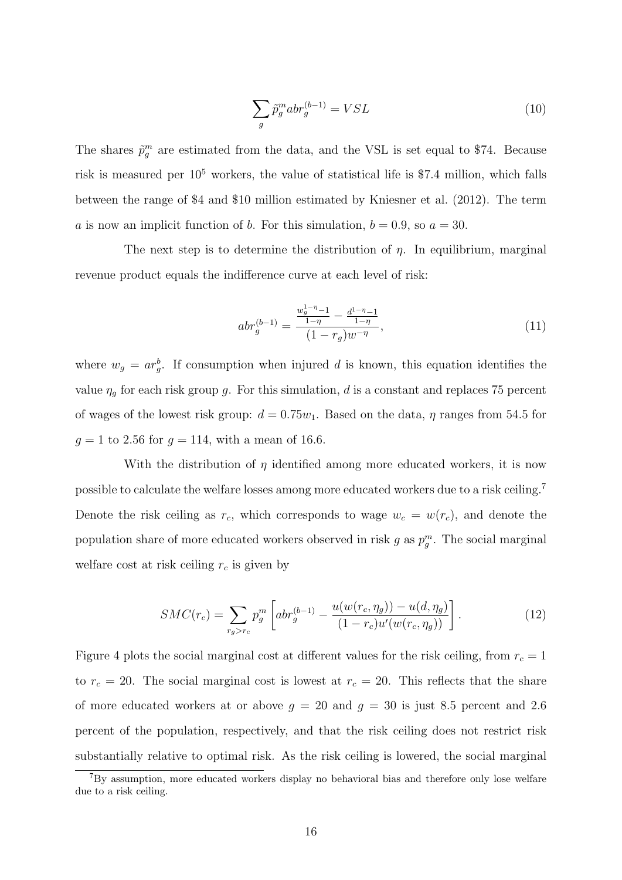$$\sum_g \tilde{p}_g^m abr_g^{(b-1)} = VSL \tag{10}$$

The shares $\tilde{p}_g^m$ are estimated from the data, and the VSL is set equal to \$74. Because risk is measured per $10^5$ workers, the value of statistical life is \$7.4 million, which falls between the range of \$4 and \$10 million estimated by Kniesner et al. (2012). The term $a$ is now an implicit function of $b$. For this simulation, $b = 0.9$, so $a = 30$.

The next step is to determine the distribution of $\eta$. In equilibrium, marginal revenue product equals the indifference curve at each level of risk:

$$abr_g^{(b-1)} = \frac{\frac{w_g^{1-\eta}-1}{1-\eta} - \frac{d^{1-\eta}-1}{1-\eta}}{(1-r_g)w^{-\eta}}, \tag{11}$$

where $w_g = ar_g^b$. If consumption when injured $d$ is known, this equation identifies the value $\eta_g$ for each risk group $g$. For this simulation, $d$ is a constant and replaces 75 percent of wages of the lowest risk group: $d = 0.75w_1$. Based on the data, $\eta$ ranges from 54.5 for $g = 1$ to 2.56 for $g = 114$, with a mean of 16.6.

With the distribution of $\eta$ identified among more educated workers, it is now possible to calculate the welfare losses among more educated workers due to a risk ceiling.[7] Denote the risk ceiling as $r_c$, which corresponds to wage $w_c = w(r_c)$, and denote the population share of more educated workers observed in risk $g$ as $p_g^m$. The social marginal welfare cost at risk ceiling $r_c$ is given by

$$SMC(r_c) = \sum_{r_g > r_c} p_g^m \left[ abr_g^{(b-1)} - \frac{u(w(r_c, \eta_g)) - u(d, \eta_g)}{(1-r_c)u'(w(r_c, \eta_g))} \right]. \tag{12}$$

Figure 4 plots the social marginal cost at different values for the risk ceiling, from $r_c = 1$ to $r_c = 20$. The social marginal cost is lowest at $r_c = 20$. This reflects that the share of more educated workers at or above $g = 20$ and $g = 30$ is just 8.5 percent and 2.6 percent of the population, respectively, and that the risk ceiling does not restrict risk substantially relative to optimal risk. As the risk ceiling is lowered, the social marginal

[7] By assumption, more educated workers display no behavioral bias and therefore only lose welfare due to a risk ceiling.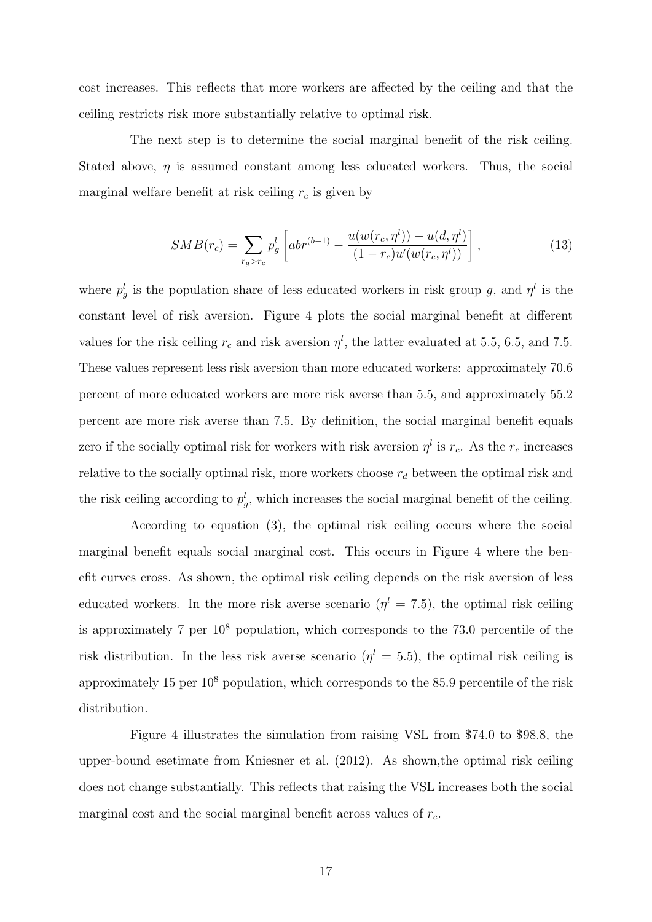cost increases. This reflects that more workers are affected by the ceiling and that the ceiling restricts risk more substantially relative to optimal risk.

The next step is to determine the social marginal benefit of the risk ceiling. Stated above, $\eta$ is assumed constant among less educated workers. Thus, the social marginal welfare benefit at risk ceiling $r_c$ is given by

$$SMB(r_c) = \sum_{r_g > r_c} p_g^l \left[ abr^{(b-1)} - \frac{u(w(r_c, \eta^l)) - u(d, \eta^l)}{(1 - r_c)u'(w(r_c, \eta^l))} \right], \tag{13}$$

where $p_g^l$ is the population share of less educated workers in risk group $g$, and $\eta^l$ is the constant level of risk aversion. Figure 4 plots the social marginal benefit at different values for the risk ceiling $r_c$ and risk aversion $\eta^l$, the latter evaluated at 5.5, 6.5, and 7.5. These values represent less risk aversion than more educated workers: approximately 70.6 percent of more educated workers are more risk averse than 5.5, and approximately 55.2 percent are more risk averse than 7.5. By definition, the social marginal benefit equals zero if the socially optimal risk for workers with risk aversion $\eta^l$ is $r_c$. As the $r_c$ increases relative to the socially optimal risk, more workers choose $r_d$ between the optimal risk and the risk ceiling according to $p_g^l$, which increases the social marginal benefit of the ceiling.

According to equation (3), the optimal risk ceiling occurs where the social marginal benefit equals social marginal cost. This occurs in Figure 4 where the benefit curves cross. As shown, the optimal risk ceiling depends on the risk aversion of less educated workers. In the more risk averse scenario ($\eta^l = 7.5$), the optimal risk ceiling is approximately 7 per $10^8$ population, which corresponds to the 73.0 percentile of the risk distribution. In the less risk averse scenario ($\eta^l = 5.5$), the optimal risk ceiling is approximately 15 per $10^8$ population, which corresponds to the 85.9 percentile of the risk distribution.

Figure 4 illustrates the simulation from raising VSL from \$74.0 to \$98.8, the upper-bound esetimate from Kniesner et al. (2012). As shown,the optimal risk ceiling does not change substantially. This reflects that raising the VSL increases both the social marginal cost and the social marginal benefit across values of $r_c$.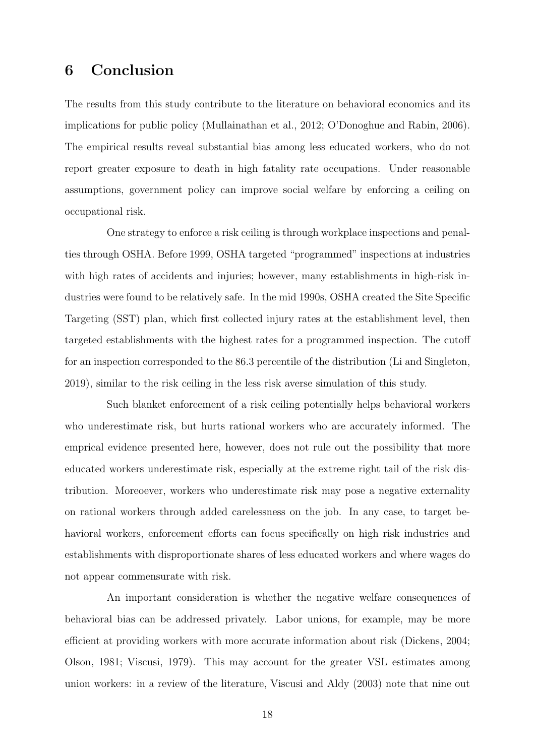# 6 Conclusion

The results from this study contribute to the literature on behavioral economics and its implications for public policy (Mullainathan et al., 2012; O'Donoghue and Rabin, 2006). The empirical results reveal substantial bias among less educated workers, who do not report greater exposure to death in high fatality rate occupations. Under reasonable assumptions, government policy can improve social welfare by enforcing a ceiling on occupational risk.

One strategy to enforce a risk ceiling is through workplace inspections and penalties through OSHA. Before 1999, OSHA targeted "programmed" inspections at industries with high rates of accidents and injuries; however, many establishments in high-risk industries were found to be relatively safe. In the mid 1990s, OSHA created the Site Specific Targeting (SST) plan, which first collected injury rates at the establishment level, then targeted establishments with the highest rates for a programmed inspection. The cutoff for an inspection corresponded to the 86.3 percentile of the distribution (Li and Singleton, 2019), similar to the risk ceiling in the less risk averse simulation of this study.

Such blanket enforcement of a risk ceiling potentially helps behavioral workers who underestimate risk, but hurts rational workers who are accurately informed. The emprical evidence presented here, however, does not rule out the possibility that more educated workers underestimate risk, especially at the extreme right tail of the risk distribution. Moreoever, workers who underestimate risk may pose a negative externality on rational workers through added carelessness on the job. In any case, to target behavioral workers, enforcement efforts can focus specifically on high risk industries and establishments with disproportionate shares of less educated workers and where wages do not appear commensurate with risk.

An important consideration is whether the negative welfare consequences of behavioral bias can be addressed privately. Labor unions, for example, may be more efficient at providing workers with more accurate information about risk (Dickens, 2004; Olson, 1981; Viscusi, 1979). This may account for the greater VSL estimates among union workers: in a review of the literature, Viscusi and Aldy (2003) note that nine out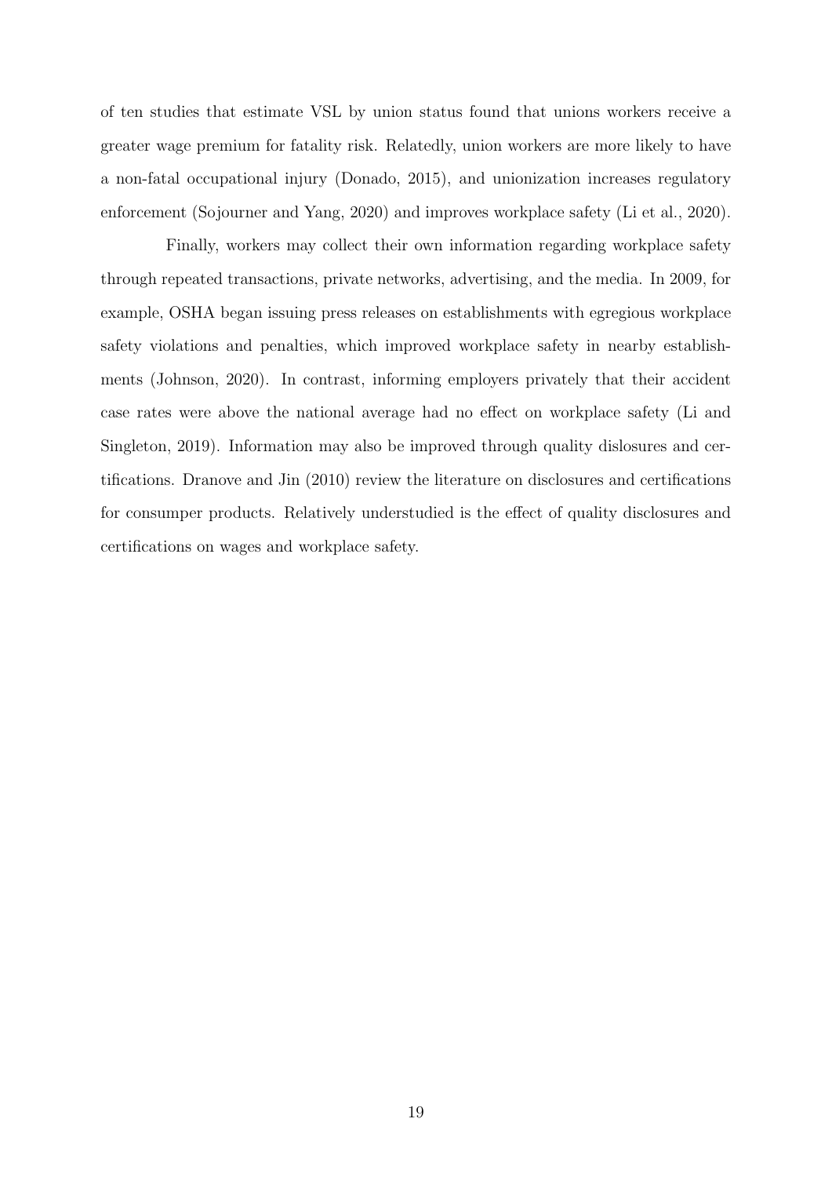of ten studies that estimate VSL by union status found that unions workers receive a greater wage premium for fatality risk. Relatedly, union workers are more likely to have a non-fatal occupational injury (Donado, 2015), and unionization increases regulatory enforcement (Sojourner and Yang, 2020) and improves workplace safety (Li et al., 2020).

Finally, workers may collect their own information regarding workplace safety through repeated transactions, private networks, advertising, and the media. In 2009, for example, OSHA began issuing press releases on establishments with egregious workplace safety violations and penalties, which improved workplace safety in nearby establishments (Johnson, 2020). In contrast, informing employers privately that their accident case rates were above the national average had no effect on workplace safety (Li and Singleton, 2019). Information may also be improved through quality dislosures and certifications. Dranove and Jin (2010) review the literature on disclosures and certifications for consumper products. Relatively understudied is the effect of quality disclosures and certifications on wages and workplace safety.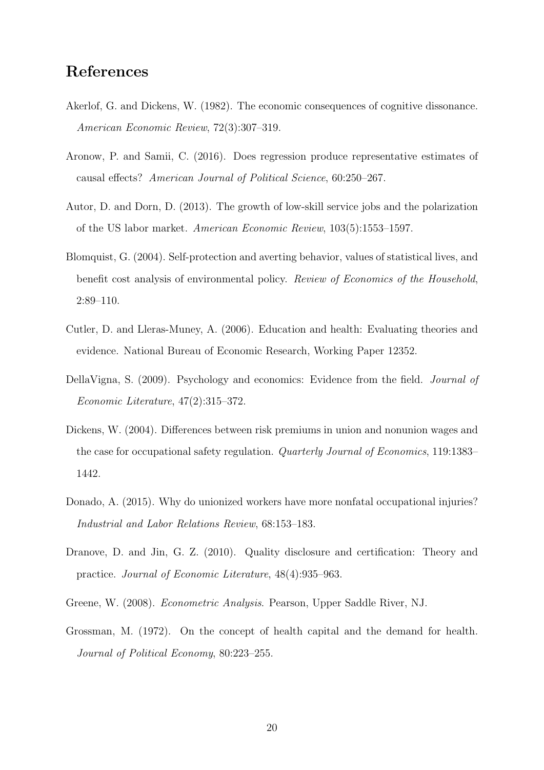## References

Akerlof, G. and Dickens, W. (1982). The economic consequences of cognitive dissonance. *American Economic Review*, 72(3):307–319.

Aronow, P. and Samii, C. (2016). Does regression produce representative estimates of causal effects? *American Journal of Political Science*, 60:250–267.

Autor, D. and Dorn, D. (2013). The growth of low-skill service jobs and the polarization of the US labor market. *American Economic Review*, 103(5):1553–1597.

Blomquist, G. (2004). Self-protection and averting behavior, values of statistical lives, and benefit cost analysis of environmental policy. *Review of Economics of the Household*, 2:89–110.

Cutler, D. and Lleras-Muney, A. (2006). Education and health: Evaluating theories and evidence. National Bureau of Economic Research, Working Paper 12352.

DellaVigna, S. (2009). Psychology and economics: Evidence from the field. *Journal of Economic Literature*, 47(2):315–372.

Dickens, W. (2004). Differences between risk premiums in union and nonunion wages and the case for occupational safety regulation. *Quarterly Journal of Economics*, 119:1383–1442.

Donado, A. (2015). Why do unionized workers have more nonfatal occupational injuries? *Industrial and Labor Relations Review*, 68:153–183.

Dranove, D. and Jin, G. Z. (2010). Quality disclosure and certification: Theory and practice. *Journal of Economic Literature*, 48(4):935–963.

Greene, W. (2008). *Econometric Analysis*. Pearson, Upper Saddle River, NJ.

Grossman, M. (1972). On the concept of health capital and the demand for health. *Journal of Political Economy*, 80:223–255.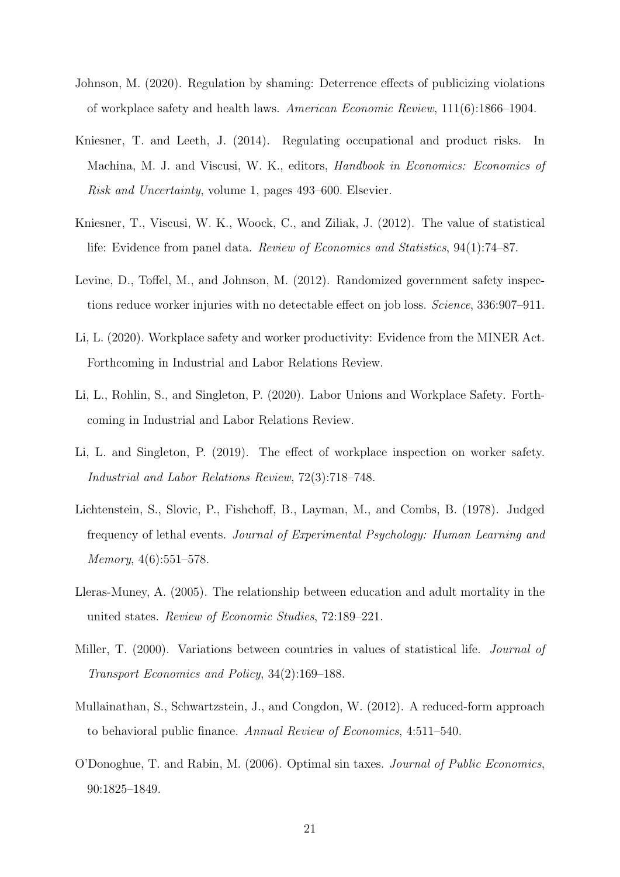Johnson, M. (2020). Regulation by shaming: Deterrence effects of publicizing violations of workplace safety and health laws. *American Economic Review*, 111(6):1866–1904.

Kniesner, T. and Leeth, J. (2014). Regulating occupational and product risks. In Machina, M. J. and Viscusi, W. K., editors, *Handbook in Economics: Economics of Risk and Uncertainty*, volume 1, pages 493–600. Elsevier.

Kniesner, T., Viscusi, W. K., Woock, C., and Ziliak, J. (2012). The value of statistical life: Evidence from panel data. *Review of Economics and Statistics*, 94(1):74–87.

Levine, D., Toffel, M., and Johnson, M. (2012). Randomized government safety inspections reduce worker injuries with no detectable effect on job loss. *Science*, 336:907–911.

Li, L. (2020). Workplace safety and worker productivity: Evidence from the MINER Act. Forthcoming in Industrial and Labor Relations Review.

Li, L., Rohlin, S., and Singleton, P. (2020). Labor Unions and Workplace Safety. Forthcoming in Industrial and Labor Relations Review.

Li, L. and Singleton, P. (2019). The effect of workplace inspection on worker safety. *Industrial and Labor Relations Review*, 72(3):718–748.

Lichtenstein, S., Slovic, P., Fishchoff, B., Layman, M., and Combs, B. (1978). Judged frequency of lethal events. *Journal of Experimental Psychology: Human Learning and Memory*, 4(6):551–578.

Lleras-Muney, A. (2005). The relationship between education and adult mortality in the united states. *Review of Economic Studies*, 72:189–221.

Miller, T. (2000). Variations between countries in values of statistical life. *Journal of Transport Economics and Policy*, 34(2):169–188.

Mullainathan, S., Schwartzstein, J., and Congdon, W. (2012). A reduced-form approach to behavioral public finance. *Annual Review of Economics*, 4:511–540.

O'Donoghue, T. and Rabin, M. (2006). Optimal sin taxes. *Journal of Public Economics*, 90:1825–1849.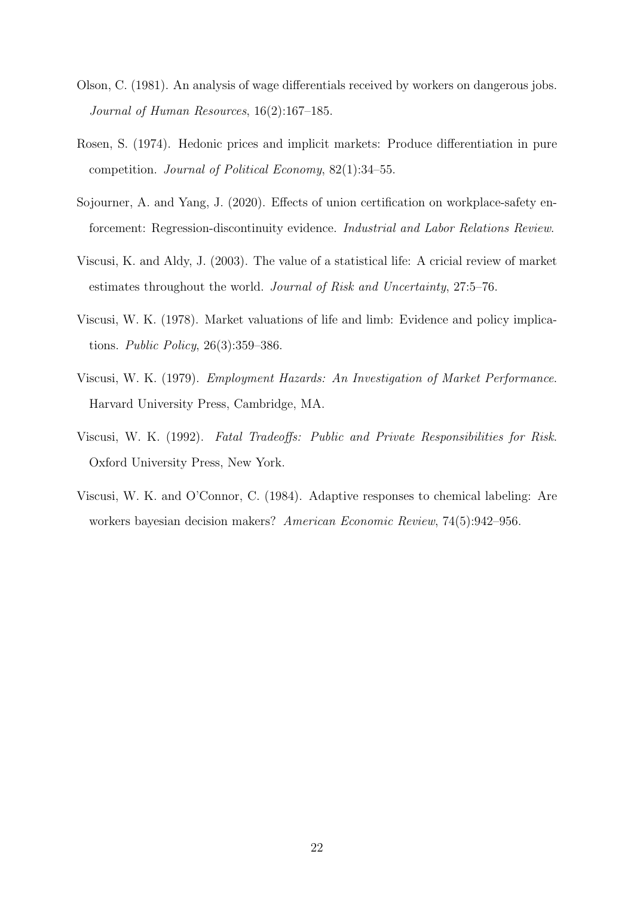Olson, C. (1981). An analysis of wage differentials received by workers on dangerous jobs. *Journal of Human Resources*, 16(2):167–185.

Rosen, S. (1974). Hedonic prices and implicit markets: Produce differentiation in pure competition. *Journal of Political Economy*, 82(1):34–55.

Sojourner, A. and Yang, J. (2020). Effects of union certification on workplace-safety enforcement: Regression-discontinuity evidence. *Industrial and Labor Relations Review*.

Viscusi, K. and Aldy, J. (2003). The value of a statistical life: A cricial review of market estimates throughout the world. *Journal of Risk and Uncertainty*, 27:5–76.

Viscusi, W. K. (1978). Market valuations of life and limb: Evidence and policy implications. *Public Policy*, 26(3):359–386.

Viscusi, W. K. (1979). *Employment Hazards: An Investigation of Market Performance*. Harvard University Press, Cambridge, MA.

Viscusi, W. K. (1992). *Fatal Tradeoffs: Public and Private Responsibilities for Risk*. Oxford University Press, New York.

Viscusi, W. K. and O'Connor, C. (1984). Adaptive responses to chemical labeling: Are workers bayesian decision makers? *American Economic Review*, 74(5):942–956.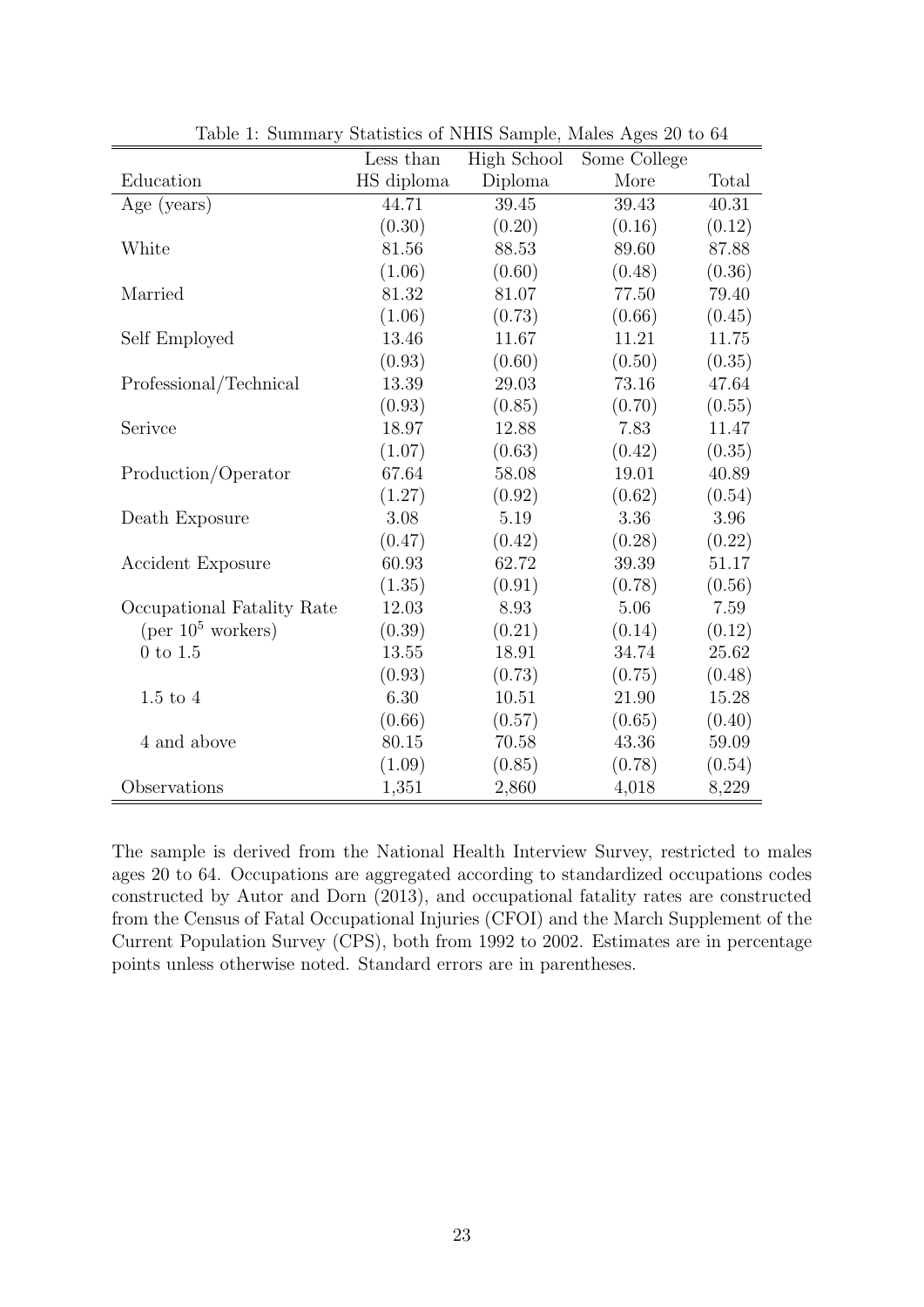Table 1: Summary Statistics of NHIS Sample, Males Ages 20 to 64

| Education | Less than HS diploma | High School Diploma | Some College More | Total |
|---|---|---|---|---|
| Age (years) | 44.71 | 39.45 | 39.43 | 40.31 |
| | (0.30) | (0.20) | (0.16) | (0.12) |
| White | 81.56 | 88.53 | 89.60 | 87.88 |
| | (1.06) | (0.60) | (0.48) | (0.36) |
| Married | 81.32 | 81.07 | 77.50 | 79.40 |
| | (1.06) | (0.73) | (0.66) | (0.45) |
| Self Employed | 13.46 | 11.67 | 11.21 | 11.75 |
| | (0.93) | (0.60) | (0.50) | (0.35) |
| Professional/Technical | 13.39 | 29.03 | 73.16 | 47.64 |
| | (0.93) | (0.85) | (0.70) | (0.55) |
| Serivce | 18.97 | 12.88 | 7.83 | 11.47 |
| | (1.07) | (0.63) | (0.42) | (0.35) |
| Production/Operator | 67.64 | 58.08 | 19.01 | 40.89 |
| | (1.27) | (0.92) | (0.62) | (0.54) |
| Death Exposure | 3.08 | 5.19 | 3.36 | 3.96 |
| | (0.47) | (0.42) | (0.28) | (0.22) |
| Accident Exposure | 60.93 | 62.72 | 39.39 | 51.17 |
| | (1.35) | (0.91) | (0.78) | (0.56) |
| Occupational Fatality Rate | 12.03 | 8.93 | 5.06 | 7.59 |
| (per $10^5$ workers) | (0.39) | (0.21) | (0.14) | (0.12) |
| 0 to 1.5 | 13.55 | 18.91 | 34.74 | 25.62 |
| | (0.93) | (0.73) | (0.75) | (0.48) |
| 1.5 to 4 | 6.30 | 10.51 | 21.90 | 15.28 |
| | (0.66) | (0.57) | (0.65) | (0.40) |
| 4 and above | 80.15 | 70.58 | 43.36 | 59.09 |
| | (1.09) | (0.85) | (0.78) | (0.54) |
| Observations | 1,351 | 2,860 | 4,018 | 8,229 |

The sample is derived from the National Health Interview Survey, restricted to males ages 20 to 64. Occupations are aggregated according to standardized occupations codes constructed by Autor and Dorn (2013), and occupational fatality rates are constructed from the Census of Fatal Occupational Injuries (CFOI) and the March Supplement of the Current Population Survey (CPS), both from 1992 to 2002. Estimates are in percentage points unless otherwise noted. Standard errors are in parentheses.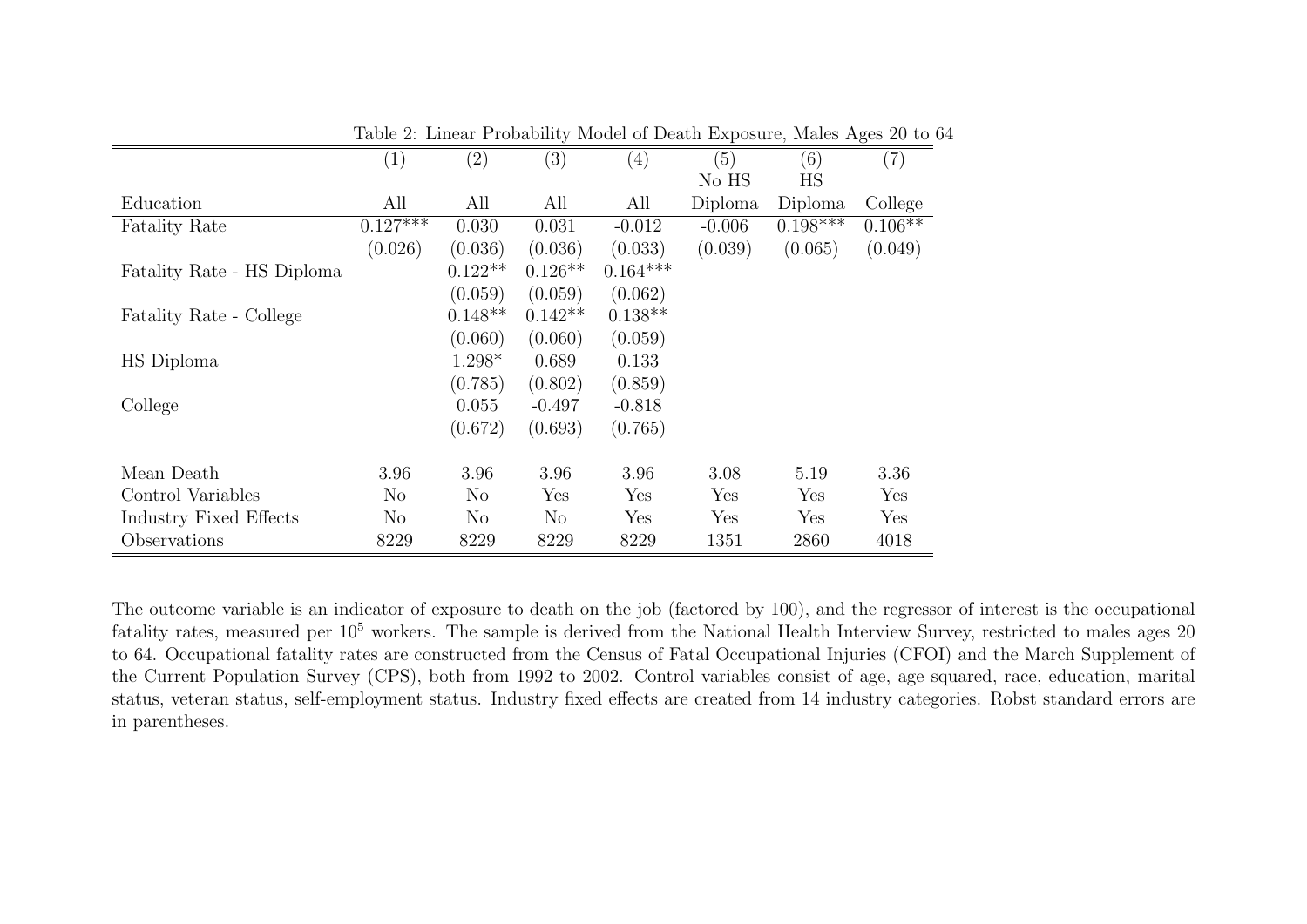Table 2: Linear Probability Model of Death Exposure, Males Ages 20 to 64

| | (1) | (2) | (3) | (4) | (5) | (6) | (7) |
|---|---|---|---|---|---|---|---|
| | | | | | No HS | HS | |
| Education | All | All | All | All | Diploma | Diploma | College |
| Fatality Rate | 0.127*** | 0.030 | 0.031 | -0.012 | -0.006 | 0.198*** | 0.106** |
| | (0.026) | (0.036) | (0.036) | (0.033) | (0.039) | (0.065) | (0.049) |
| Fatality Rate - HS Diploma | | 0.122** | 0.126** | 0.164*** | | | |
| | | (0.059) | (0.059) | (0.062) | | | |
| Fatality Rate - College | | 0.148** | 0.142** | 0.138** | | | |
| | | (0.060) | (0.060) | (0.059) | | | |
| HS Diploma | | 1.298* | 0.689 | 0.133 | | | |
| | | (0.785) | (0.802) | (0.859) | | | |
| College | | 0.055 | -0.497 | -0.818 | | | |
| | | (0.672) | (0.693) | (0.765) | | | |
| Mean Death | 3.96 | 3.96 | 3.96 | 3.96 | 3.08 | 5.19 | 3.36 |
| Control Variables | No | No | Yes | Yes | Yes | Yes | Yes |
| Industry Fixed Effects | No | No | No | Yes | Yes | Yes | Yes |
| Observations | 8229 | 8229 | 8229 | 8229 | 1351 | 2860 | 4018 |

The outcome variable is an indicator of exposure to death on the job (factored by 100), and the regressor of interest is the occupational fatality rates, measured per $10^5$ workers. The sample is derived from the National Health Interview Survey, restricted to males ages 20 to 64. Occupational fatality rates are constructed from the Census of Fatal Occupational Injuries (CFOI) and the March Supplement of the Current Population Survey (CPS), both from 1992 to 2002. Control variables consist of age, age squared, race, education, marital status, veteran status, self-employment status. Industry fixed effects are created from 14 industry categories. Robst standard errors are in parentheses.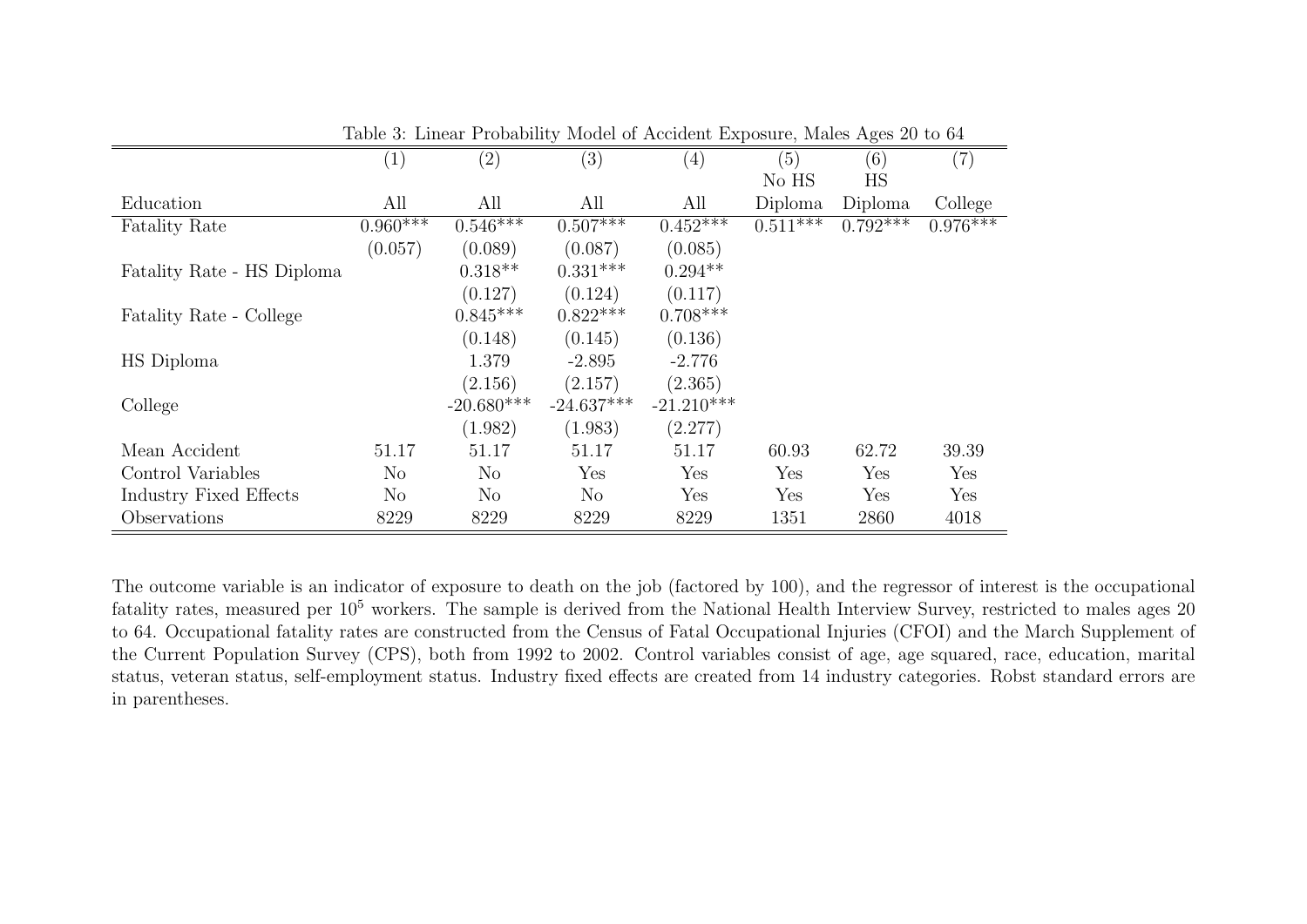Table 3: Linear Probability Model of Accident Exposure, Males Ages 20 to 64

| | (1) | (2) | (3) | (4) | (5) | (6) | (7) |
|---|---|---|---|---|---|---|---|
| | | | | | No HS | HS | |
| Education | All | All | All | All | Diploma | Diploma | College |
| Fatality Rate | 0.960*** | 0.546*** | 0.507*** | 0.452*** | 0.511*** | 0.792*** | 0.976*** |
| | (0.057) | (0.089) | (0.087) | (0.085) | | | |
| Fatality Rate - HS Diploma | | 0.318** | 0.331*** | 0.294** | | | |
| | | (0.127) | (0.124) | (0.117) | | | |
| Fatality Rate - College | | 0.845*** | 0.822*** | 0.708*** | | | |
| | | (0.148) | (0.145) | (0.136) | | | |
| HS Diploma | | 1.379 | -2.895 | -2.776 | | | |
| | | (2.156) | (2.157) | (2.365) | | | |
| College | | -20.680*** | -24.637*** | -21.210*** | | | |
| | | (1.982) | (1.983) | (2.277) | | | |
| Mean Accident | 51.17 | 51.17 | 51.17 | 51.17 | 60.93 | 62.72 | 39.39 |
| Control Variables | No | No | Yes | Yes | Yes | Yes | Yes |
| Industry Fixed Effects | No | No | No | Yes | Yes | Yes | Yes |
| Observations | 8229 | 8229 | 8229 | 8229 | 1351 | 2860 | 4018 |

The outcome variable is an indicator of exposure to death on the job (factored by 100), and the regressor of interest is the occupational fatality rates, measured per $10^5$ workers. The sample is derived from the National Health Interview Survey, restricted to males ages 20 to 64. Occupational fatality rates are constructed from the Census of Fatal Occupational Injuries (CFOI) and the March Supplement of the Current Population Survey (CPS), both from 1992 to 2002. Control variables consist of age, age squared, race, education, marital status, veteran status, self-employment status. Industry fixed effects are created from 14 industry categories. Robst standard errors are in parentheses.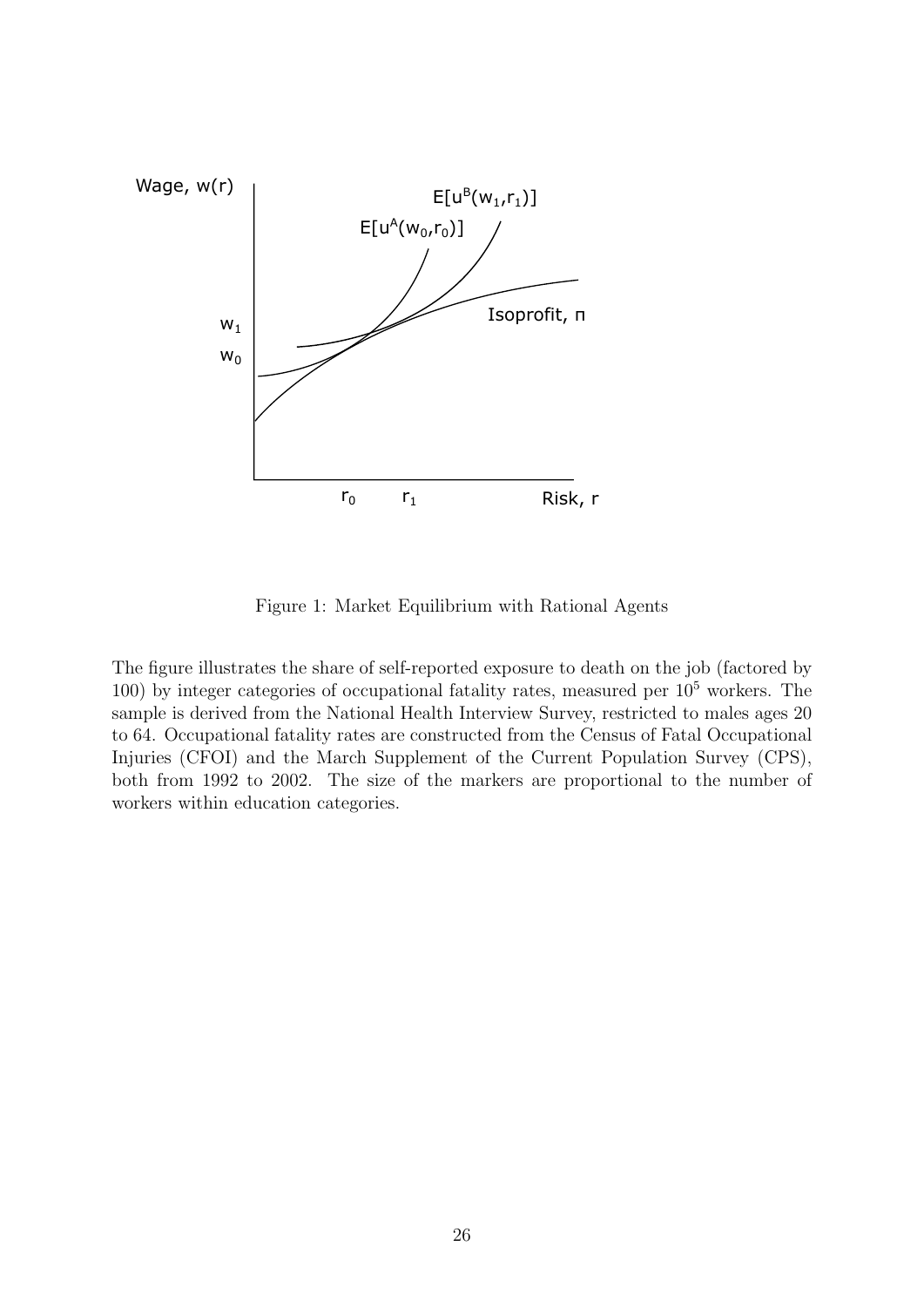Figure 1: Market Equilibrium with Rational Agents

The figure illustrates the share of self-reported exposure to death on the job (factored by 100) by integer categories of occupational fatality rates, measured per $10^5$ workers. The sample is derived from the National Health Interview Survey, restricted to males ages 20 to 64. Occupational fatality rates are constructed from the Census of Fatal Occupational Injuries (CFOI) and the March Supplement of the Current Population Survey (CPS), both from 1992 to 2002. The size of the markers are proportional to the number of workers within education categories.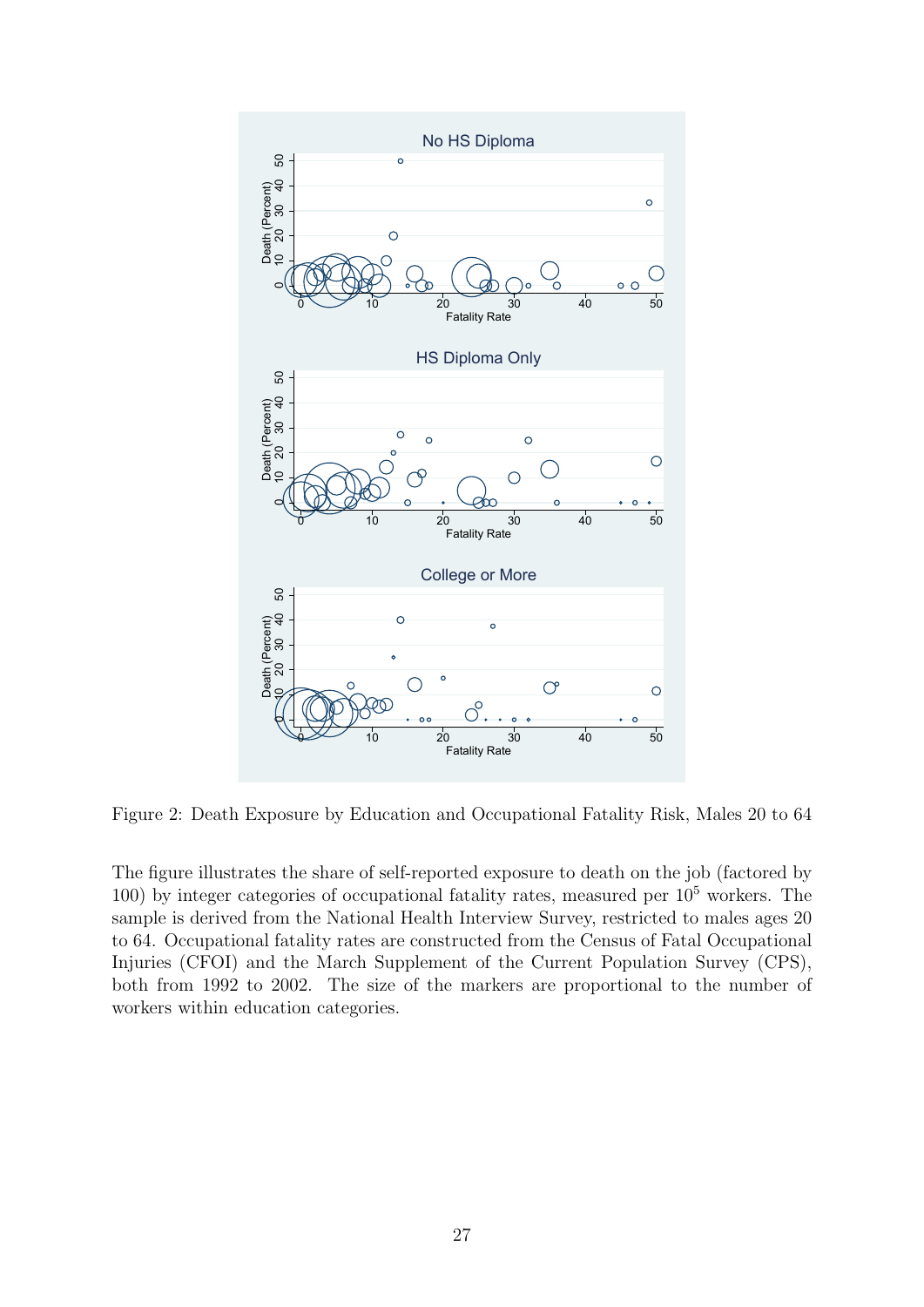Figure 2: Death Exposure by Education and Occupational Fatality Risk, Males 20 to 64

The figure illustrates the share of self-reported exposure to death on the job (factored by 100) by integer categories of occupational fatality rates, measured per $10^5$ workers. The sample is derived from the National Health Interview Survey, restricted to males ages 20 to 64. Occupational fatality rates are constructed from the Census of Fatal Occupational Injuries (CFOI) and the March Supplement of the Current Population Survey (CPS), both from 1992 to 2002. The size of the markers are proportional to the number of workers within education categories.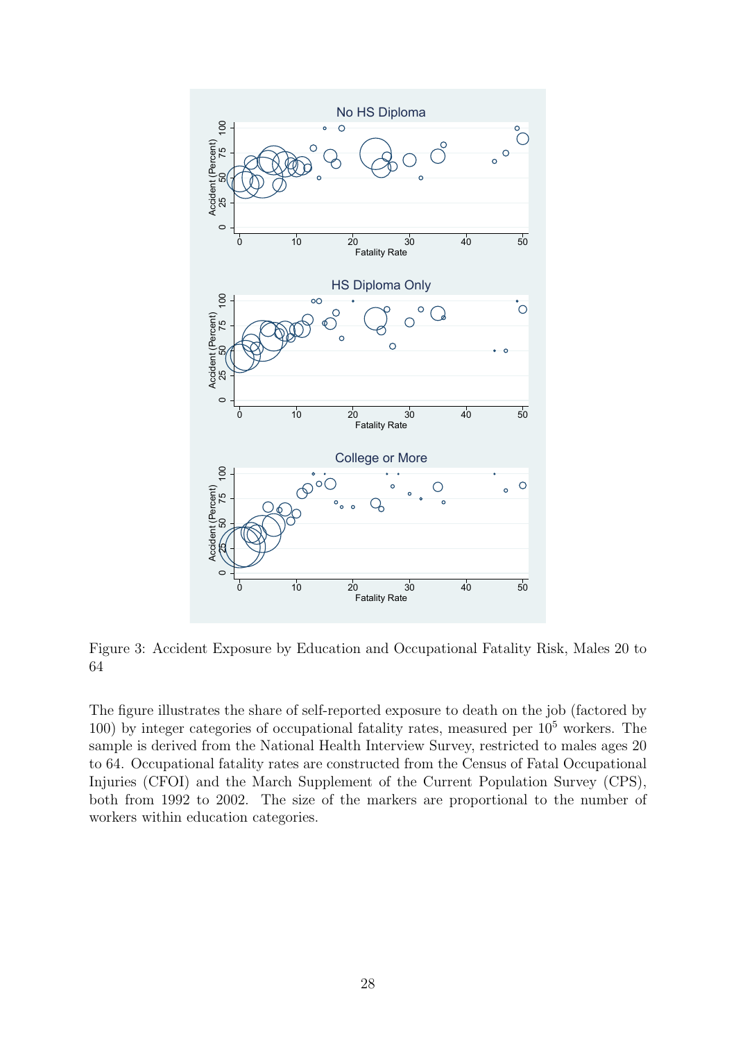Figure 3: Accident Exposure by Education and Occupational Fatality Risk, Males 20 to 64

The figure illustrates the share of self-reported exposure to death on the job (factored by 100) by integer categories of occupational fatality rates, measured per $10^5$ workers. The sample is derived from the National Health Interview Survey, restricted to males ages 20 to 64. Occupational fatality rates are constructed from the Census of Fatal Occupational Injuries (CFOI) and the March Supplement of the Current Population Survey (CPS), both from 1992 to 2002. The size of the markers are proportional to the number of workers within education categories.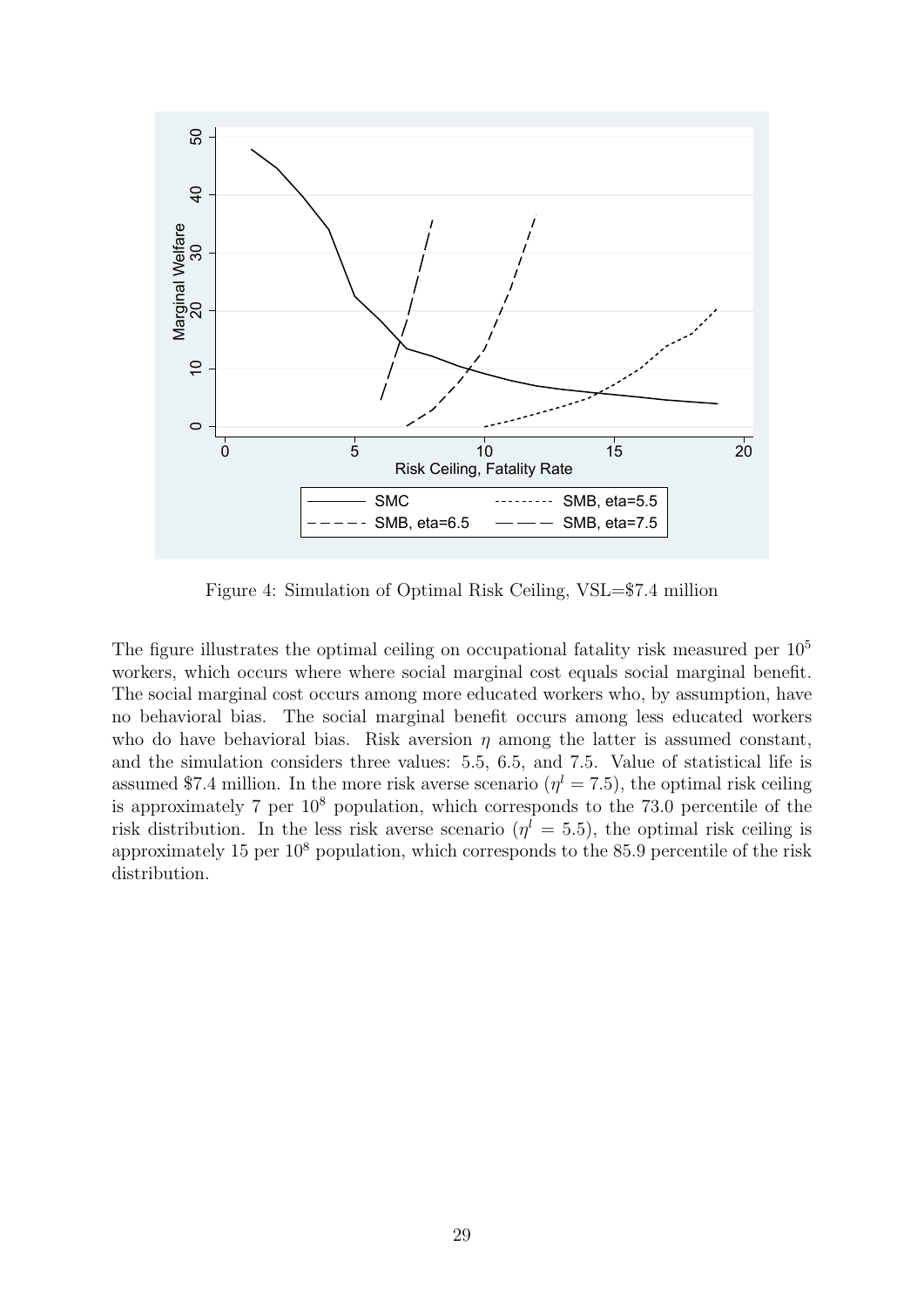Figure 4: Simulation of Optimal Risk Ceiling, VSL=$7.4 million

The figure illustrates the optimal ceiling on occupational fatality risk measured per $10^5$ workers, which occurs where where social marginal cost equals social marginal benefit. The social marginal cost occurs among more educated workers who, by assumption, have no behavioral bias. The social marginal benefit occurs among less educated workers who do have behavioral bias. Risk aversion $\eta$ among the latter is assumed constant, and the simulation considers three values: 5.5, 6.5, and 7.5. Value of statistical life is assumed $7.4 million. In the more risk averse scenario ($\eta^l = 7.5$), the optimal risk ceiling is approximately 7 per $10^8$ population, which corresponds to the 73.0 percentile of the risk distribution. In the less risk averse scenario ($\eta^l = 5.5$), the optimal risk ceiling is approximately 15 per $10^8$ population, which corresponds to the 85.9 percentile of the risk distribution.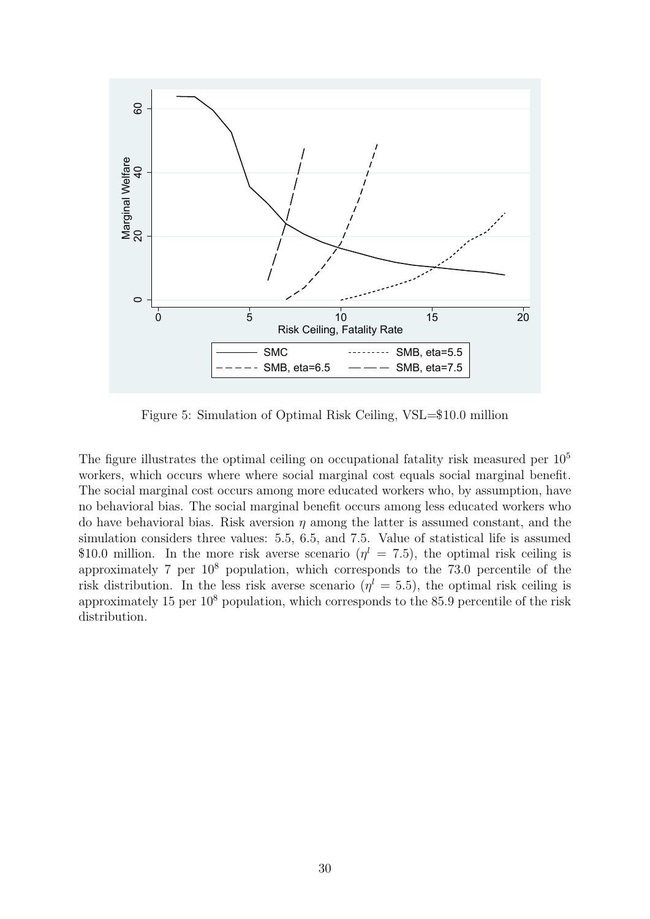Marginal Welfare

0
20
40
60

0
5
10
15
20

Risk Ceiling, Fatality Rate

SMC
SMB, eta=5.5
SMB, eta=6.5
SMB, eta=7.5

Figure 5: Simulation of Optimal Risk Ceiling, VSL=$10.0 million

The figure illustrates the optimal ceiling on occupational fatality risk measured per $10^5$ workers, which occurs where where social marginal cost equals social marginal benefit. The social marginal cost occurs among more educated workers who, by assumption, have no behavioral bias. The social marginal benefit occurs among less educated workers who do have behavioral bias. Risk aversion $\eta$ among the latter is assumed constant, and the simulation considers three values: 5.5, 6.5, and 7.5. Value of statistical life is assumed $10.0 million. In the more risk averse scenario ($\eta^l = 7.5$), the optimal risk ceiling is approximately 7 per $10^8$ population, which corresponds to the 73.0 percentile of the risk distribution. In the less risk averse scenario ($\eta^l = 5.5$), the optimal risk ceiling is approximately 15 per $10^8$ population, which corresponds to the 85.9 percentile of the risk distribution.